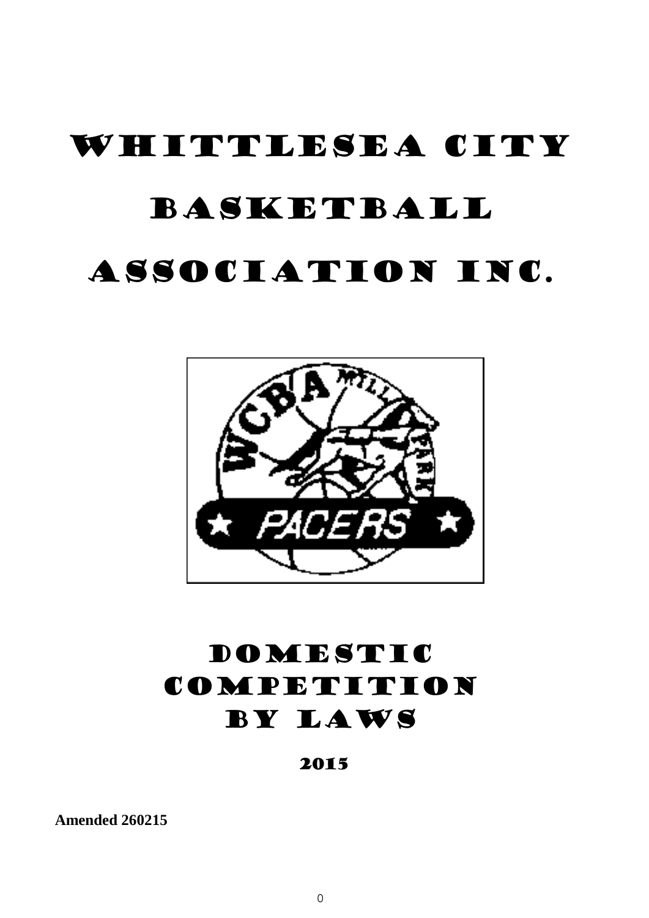# WHITTLESEA CITY BASKETBALL ASSOCIATION INC.

# DOMESTIC COMPETITION BY LAWS

## 2015

**Amended 260215**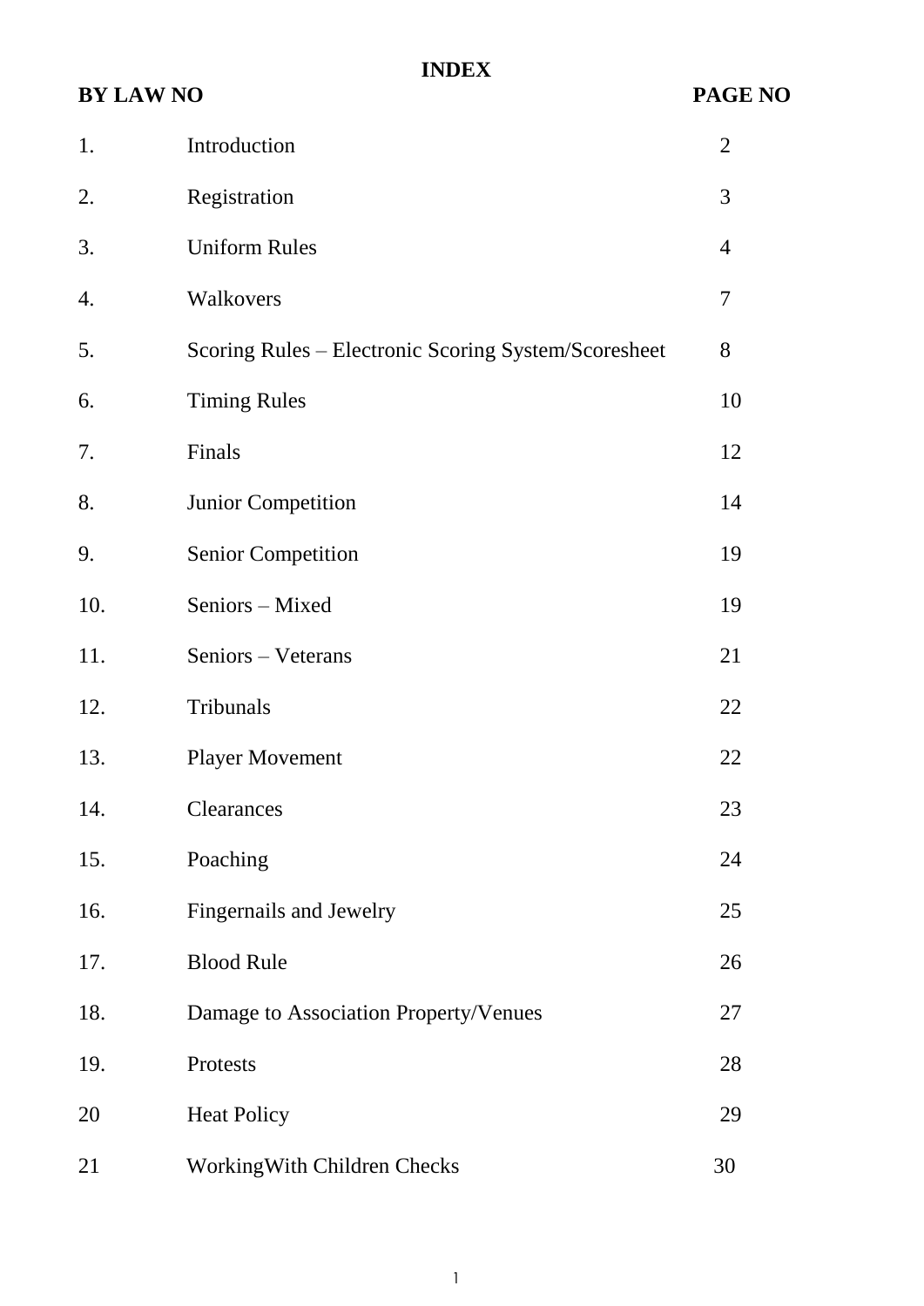# INDEX

| BY LAW NO | | PAGE NO |
|---|---|---|
| 1. | Introduction | 2 |
| 2. | Registration | 3 |
| 3. | Uniform Rules | 4 |
| 4. | Walkovers | 7 |
| 5. | Scoring Rules – Electronic Scoring System/Scoresheet | 8 |
| 6. | Timing Rules | 10 |
| 7. | Finals | 12 |
| 8. | Junior Competition | 14 |
| 9. | Senior Competition | 19 |
| 10. | Seniors – Mixed | 19 |
| 11. | Seniors – Veterans | 21 |
| 12. | Tribunals | 22 |
| 13. | Player Movement | 22 |
| 14. | Clearances | 23 |
| 15. | Poaching | 24 |
| 16. | Fingernails and Jewelry | 25 |
| 17. | Blood Rule | 26 |
| 18. | Damage to Association Property/Venues | 27 |
| 19. | Protests | 28 |
| 20 | Heat Policy | 29 |
| 21 | WorkingWith Children Checks | 30 |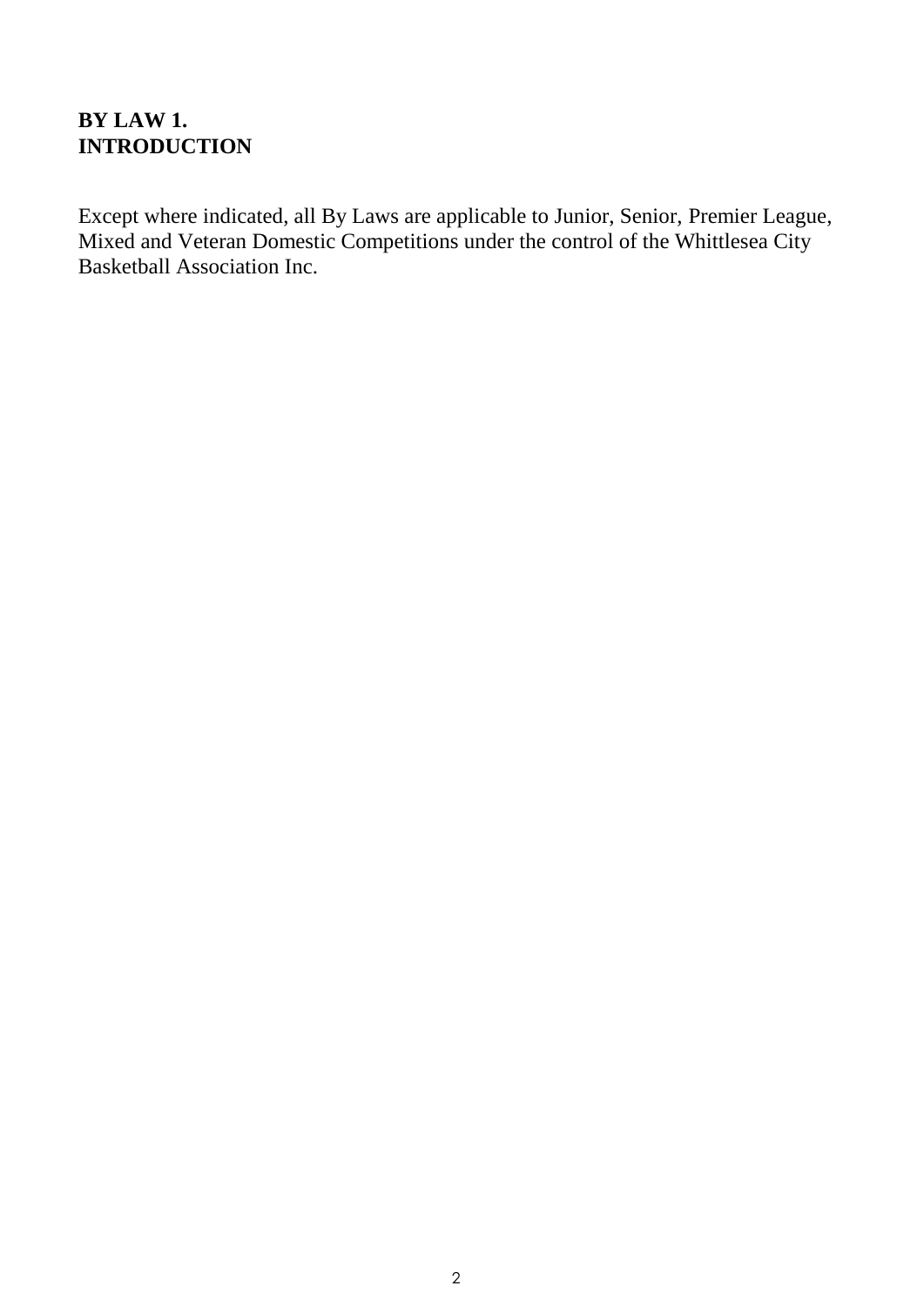## BY LAW 1.
## INTRODUCTION

Except where indicated, all By Laws are applicable to Junior, Senior, Premier League, Mixed and Veteran Domestic Competitions under the control of the Whittlesea City Basketball Association Inc.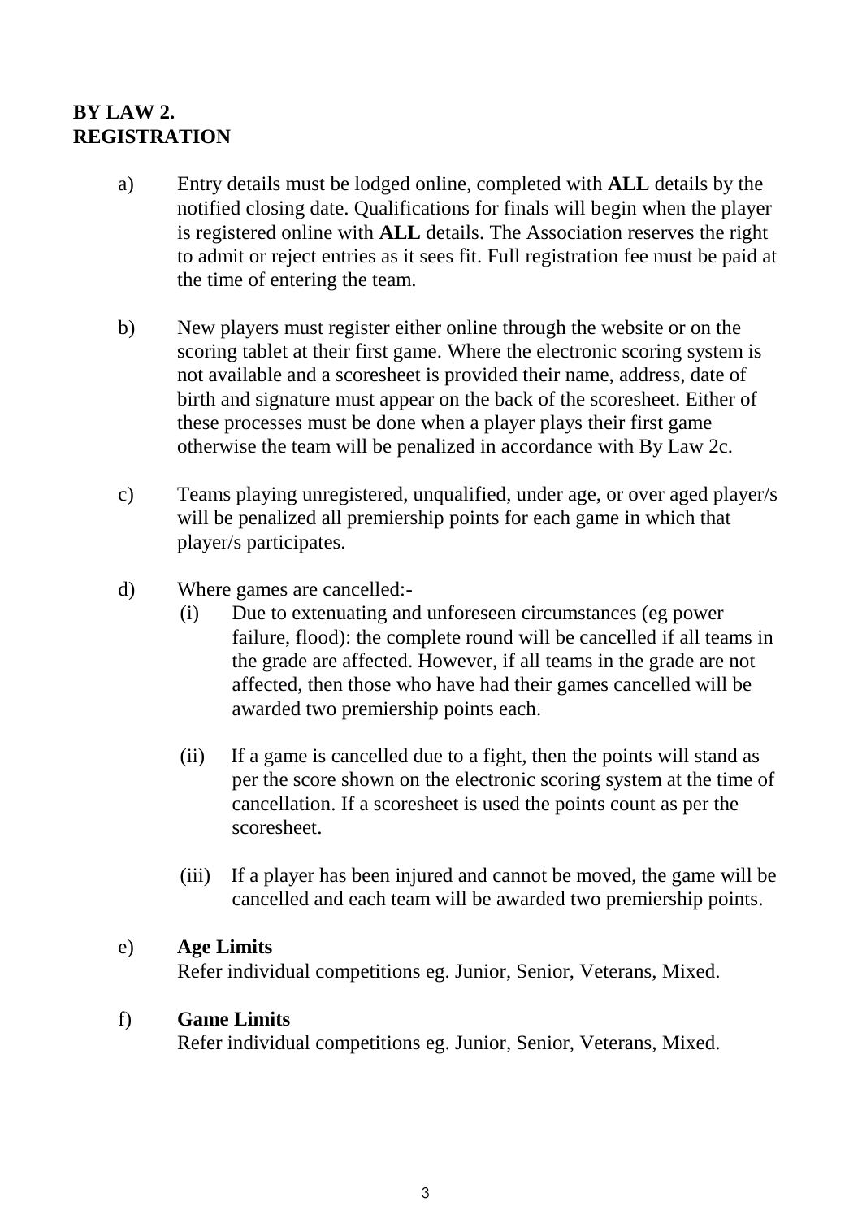## BY LAW 2.
## REGISTRATION

a) Entry details must be lodged online, completed with **ALL** details by the notified closing date. Qualifications for finals will begin when the player is registered online with **ALL** details. The Association reserves the right to admit or reject entries as it sees fit. Full registration fee must be paid at the time of entering the team.

b) New players must register either online through the website or on the scoring tablet at their first game. Where the electronic scoring system is not available and a scoresheet is provided their name, address, date of birth and signature must appear on the back of the scoresheet. Either of these processes must be done when a player plays their first game otherwise the team will be penalized in accordance with By Law 2c.

c) Teams playing unregistered, unqualified, under age, or over aged player/s will be penalized all premiership points for each game in which that player/s participates.

d) Where games are cancelled:-

   (i) Due to extenuating and unforeseen circumstances (eg power failure, flood): the complete round will be cancelled if all teams in the grade are affected. However, if all teams in the grade are not affected, then those who have had their games cancelled will be awarded two premiership points each.

   (ii) If a game is cancelled due to a fight, then the points will stand as per the score shown on the electronic scoring system at the time of cancellation. If a scoresheet is used the points count as per the scoresheet.

   (iii) If a player has been injured and cannot be moved, the game will be cancelled and each team will be awarded two premiership points.

e) **Age Limits**
   Refer individual competitions eg. Junior, Senior, Veterans, Mixed.

f) **Game Limits**
   Refer individual competitions eg. Junior, Senior, Veterans, Mixed.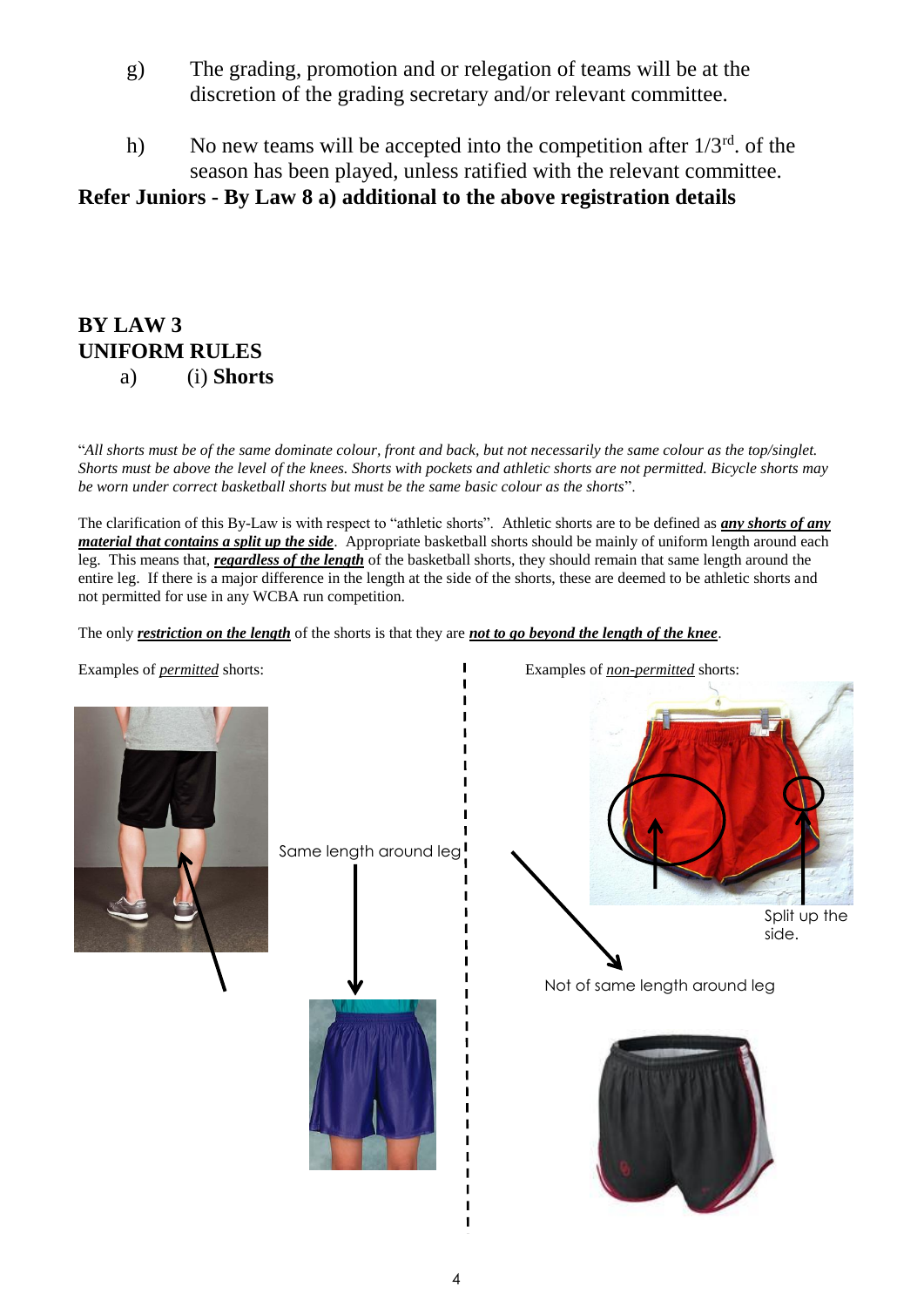g) The grading, promotion and or relegation of teams will be at the discretion of the grading secretary and/or relevant committee.

h) No new teams will be accepted into the competition after 1/3rd. of the season has been played, unless ratified with the relevant committee.

**Refer Juniors - By Law 8 a) additional to the above registration details**

## BY LAW 3
## UNIFORM RULES

a) (i) **Shorts**

"*All shorts must be of the same dominate colour, front and back, but not necessarily the same colour as the top/singlet. Shorts must be above the level of the knees. Shorts with pockets and athletic shorts are not permitted. Bicycle shorts may be worn under correct basketball shorts but must be the same basic colour as the shorts*".

The clarification of this By-Law is with respect to "athletic shorts". Athletic shorts are to be defined as ***any shorts of any material that contains a split up the side***. Appropriate basketball shorts should be mainly of uniform length around each leg. This means that, ***regardless of the length*** of the basketball shorts, they should remain that same length around the entire leg. If there is a major difference in the length at the side of the shorts, these are deemed to be athletic shorts and not permitted for use in any WCBA run competition.

The only ***restriction on the length*** of the shorts is that they are ***not to go beyond the length of the knee***.

Examples of *permitted* shorts:

Same length around leg

Examples of *non-permitted* shorts:

Split up the side.

Not of same length around leg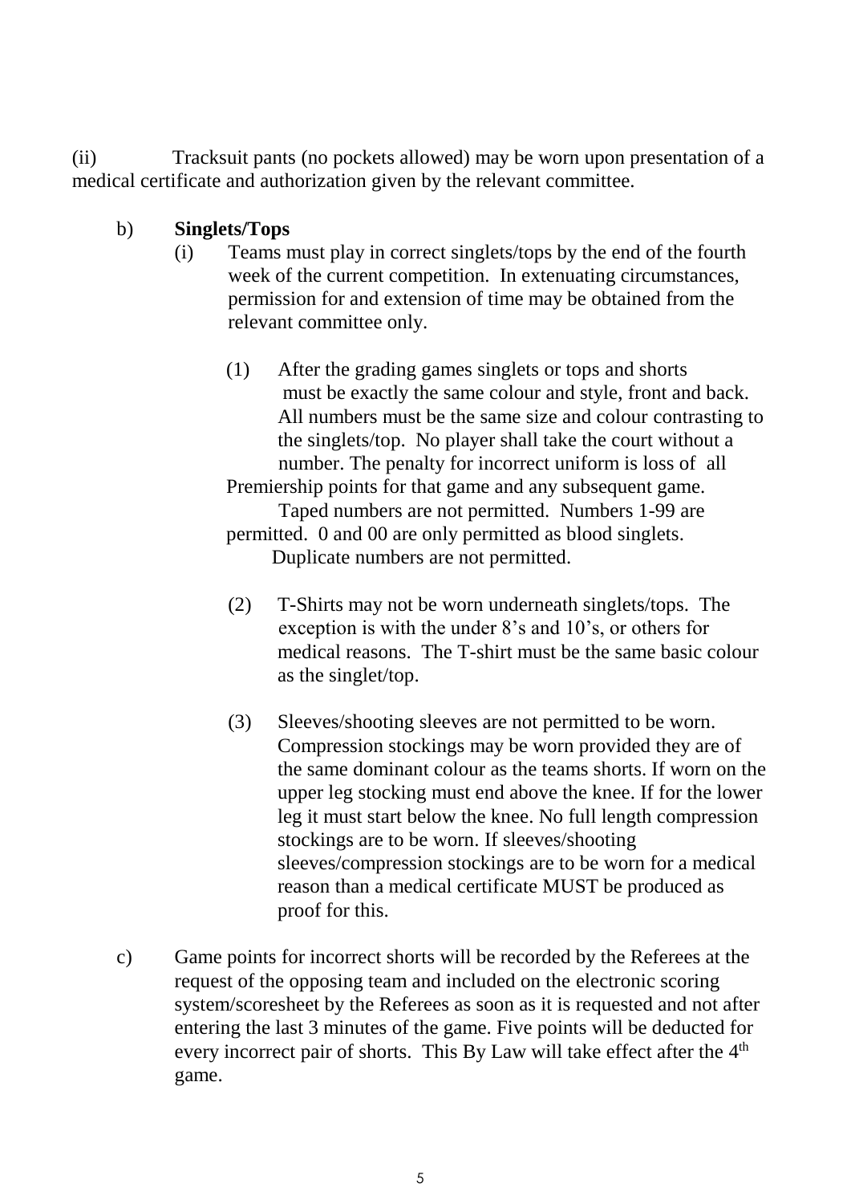(ii) Tracksuit pants (no pockets allowed) may be worn upon presentation of a medical certificate and authorization given by the relevant committee.

b) **Singlets/Tops**

(i) Teams must play in correct singlets/tops by the end of the fourth week of the current competition. In extenuating circumstances, permission for and extension of time may be obtained from the relevant committee only.

(1) After the grading games singlets or tops and shorts must be exactly the same colour and style, front and back. All numbers must be the same size and colour contrasting to the singlets/top. No player shall take the court without a number. The penalty for incorrect uniform is loss of all Premiership points for that game and any subsequent game. Taped numbers are not permitted. Numbers 1-99 are permitted. 0 and 00 are only permitted as blood singlets. Duplicate numbers are not permitted.

(2) T-Shirts may not be worn underneath singlets/tops. The exception is with the under 8's and 10's, or others for medical reasons. The T-shirt must be the same basic colour as the singlet/top.

(3) Sleeves/shooting sleeves are not permitted to be worn. Compression stockings may be worn provided they are of the same dominant colour as the teams shorts. If worn on the upper leg stocking must end above the knee. If for the lower leg it must start below the knee. No full length compression stockings are to be worn. If sleeves/shooting sleeves/compression stockings are to be worn for a medical reason than a medical certificate MUST be produced as proof for this.

c) Game points for incorrect shorts will be recorded by the Referees at the request of the opposing team and included on the electronic scoring system/scoresheet by the Referees as soon as it is requested and not after entering the last 3 minutes of the game. Five points will be deducted for every incorrect pair of shorts. This By Law will take effect after the 4th game.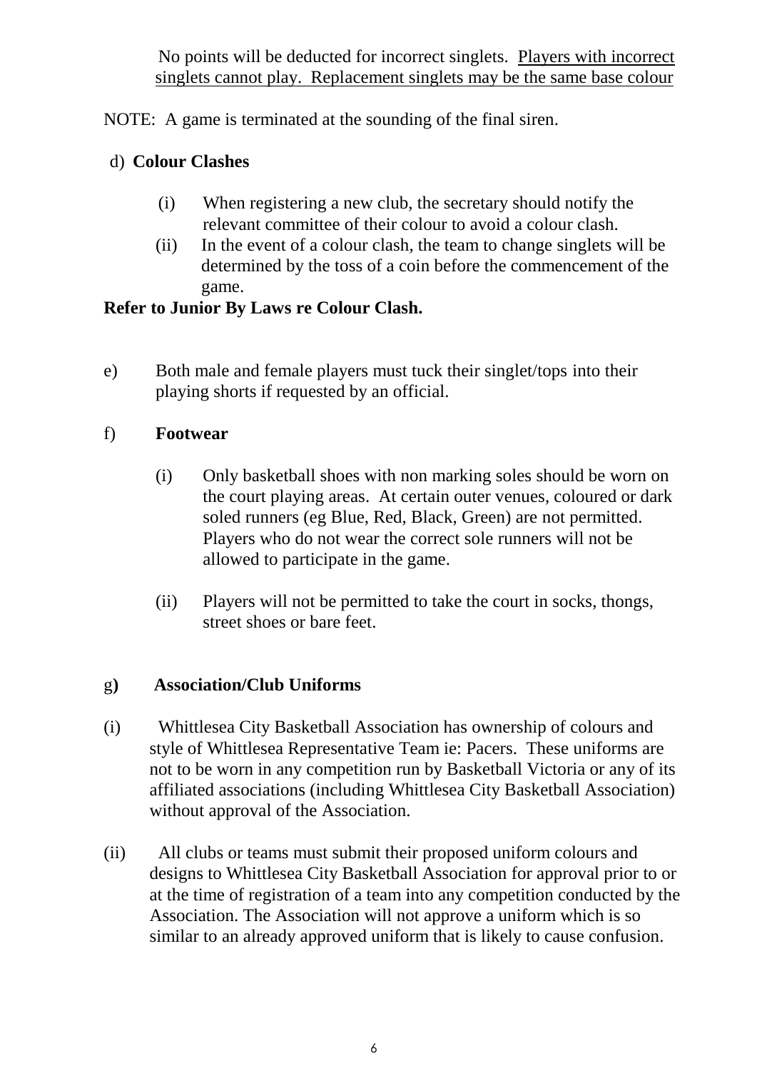No points will be deducted for incorrect singlets. <u>Players with incorrect singlets cannot play. Replacement singlets may be the same base colour</u>

NOTE: A game is terminated at the sounding of the final siren.

d) **Colour Clashes**

(i) When registering a new club, the secretary should notify the relevant committee of their colour to avoid a colour clash.

(ii) In the event of a colour clash, the team to change singlets will be determined by the toss of a coin before the commencement of the game.

**Refer to Junior By Laws re Colour Clash.**

e) Both male and female players must tuck their singlet/tops into their playing shorts if requested by an official.

f) **Footwear**

(i) Only basketball shoes with non marking soles should be worn on the court playing areas. At certain outer venues, coloured or dark soled runners (eg Blue, Red, Black, Green) are not permitted. Players who do not wear the correct sole runners will not be allowed to participate in the game.

(ii) Players will not be permitted to take the court in socks, thongs, street shoes or bare feet.

g**)** **Association/Club Uniforms**

(i) Whittlesea City Basketball Association has ownership of colours and style of Whittlesea Representative Team ie: Pacers. These uniforms are not to be worn in any competition run by Basketball Victoria or any of its affiliated associations (including Whittlesea City Basketball Association) without approval of the Association.

(ii) All clubs or teams must submit their proposed uniform colours and designs to Whittlesea City Basketball Association for approval prior to or at the time of registration of a team into any competition conducted by the Association. The Association will not approve a uniform which is so similar to an already approved uniform that is likely to cause confusion.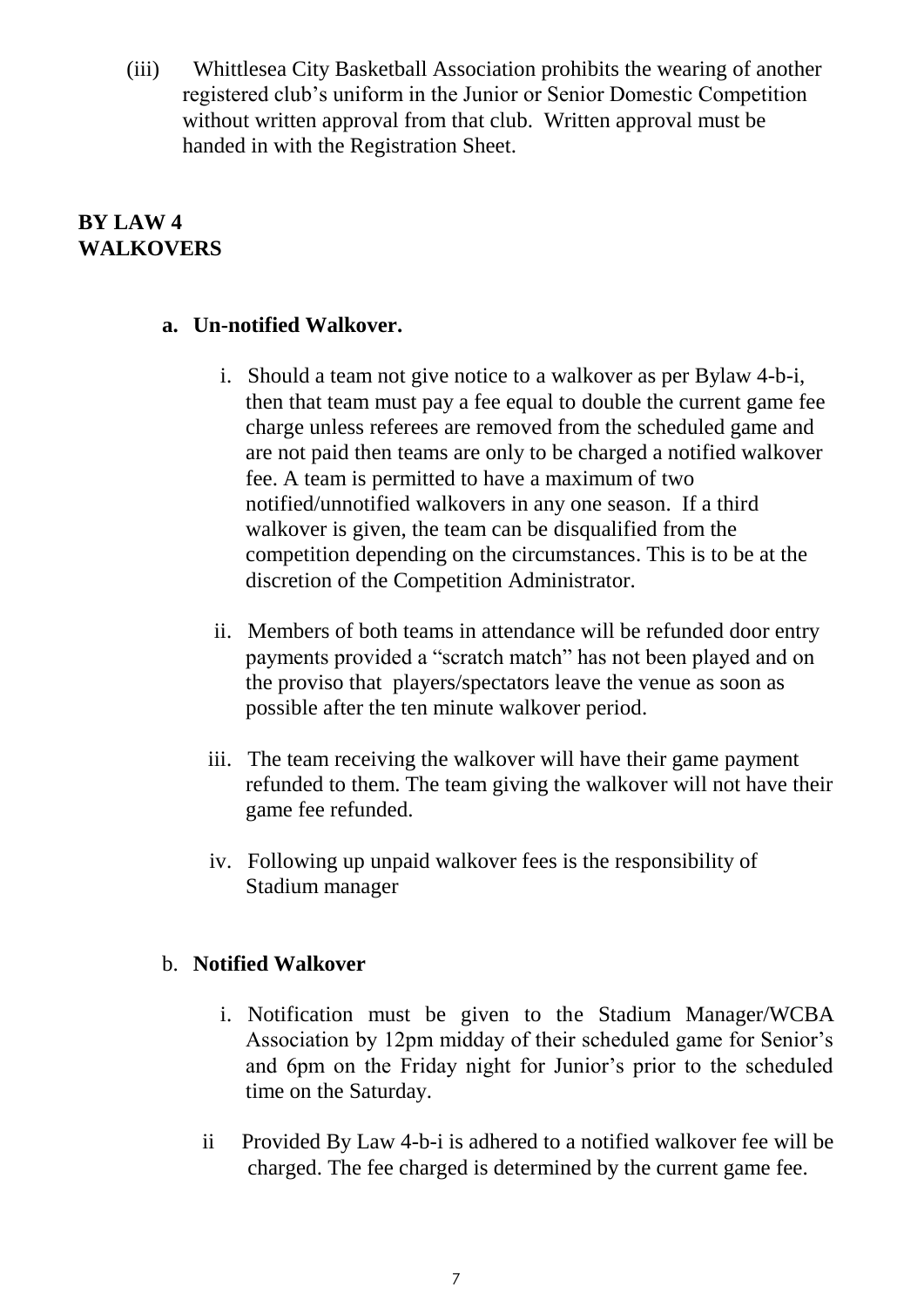(iii) Whittlesea City Basketball Association prohibits the wearing of another registered club's uniform in the Junior or Senior Domestic Competition without written approval from that club. Written approval must be handed in with the Registration Sheet.

## BY LAW 4
## WALKOVERS

**a. Un-notified Walkover.**

i. Should a team not give notice to a walkover as per Bylaw 4-b-i, then that team must pay a fee equal to double the current game fee charge unless referees are removed from the scheduled game and are not paid then teams are only to be charged a notified walkover fee. A team is permitted to have a maximum of two notified/unnotified walkovers in any one season. If a third walkover is given, the team can be disqualified from the competition depending on the circumstances. This is to be at the discretion of the Competition Administrator.

ii. Members of both teams in attendance will be refunded door entry payments provided a "scratch match" has not been played and on the proviso that players/spectators leave the venue as soon as possible after the ten minute walkover period.

iii. The team receiving the walkover will have their game payment refunded to them. The team giving the walkover will not have their game fee refunded.

iv. Following up unpaid walkover fees is the responsibility of Stadium manager

**b. Notified Walkover**

i. Notification must be given to the Stadium Manager/WCBA Association by 12pm midday of their scheduled game for Senior's and 6pm on the Friday night for Junior's prior to the scheduled time on the Saturday.

ii Provided By Law 4-b-i is adhered to a notified walkover fee will be charged. The fee charged is determined by the current game fee.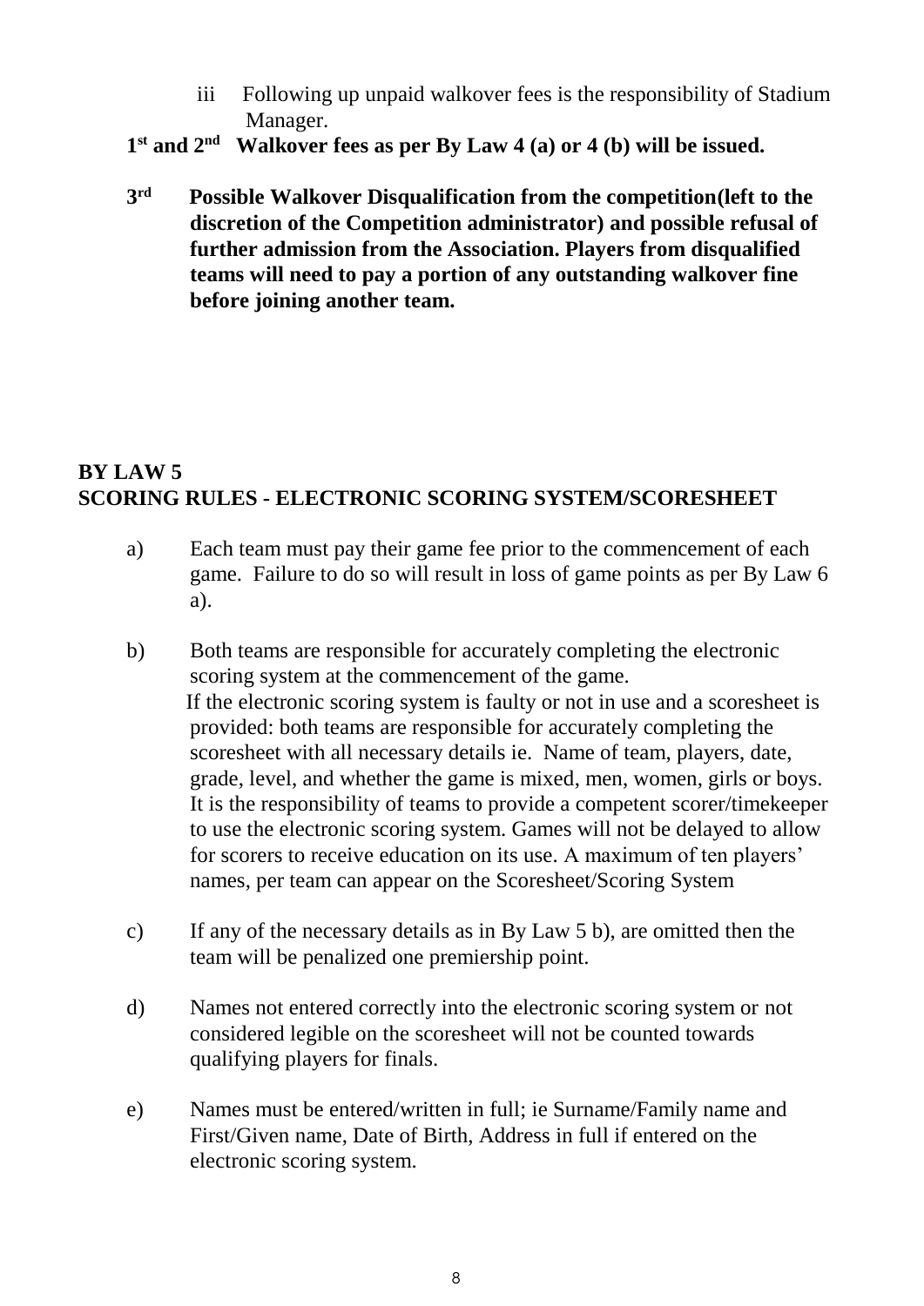iii Following up unpaid walkover fees is the responsibility of Stadium Manager.

**1st and 2nd Walkover fees as per By Law 4 (a) or 4 (b) will be issued.**

**3rd Possible Walkover Disqualification from the competition(left to the discretion of the Competition administrator) and possible refusal of further admission from the Association. Players from disqualified teams will need to pay a portion of any outstanding walkover fine before joining another team.**

## BY LAW 5
## SCORING RULES - ELECTRONIC SCORING SYSTEM/SCORESHEET

a) Each team must pay their game fee prior to the commencement of each game. Failure to do so will result in loss of game points as per By Law 6 a).

b) Both teams are responsible for accurately completing the electronic scoring system at the commencement of the game.
If the electronic scoring system is faulty or not in use and a scoresheet is provided: both teams are responsible for accurately completing the scoresheet with all necessary details ie. Name of team, players, date, grade, level, and whether the game is mixed, men, women, girls or boys. It is the responsibility of teams to provide a competent scorer/timekeeper to use the electronic scoring system. Games will not be delayed to allow for scorers to receive education on its use. A maximum of ten players' names, per team can appear on the Scoresheet/Scoring System

c) If any of the necessary details as in By Law 5 b), are omitted then the team will be penalized one premiership point.

d) Names not entered correctly into the electronic scoring system or not considered legible on the scoresheet will not be counted towards qualifying players for finals.

e) Names must be entered/written in full; ie Surname/Family name and First/Given name, Date of Birth, Address in full if entered on the electronic scoring system.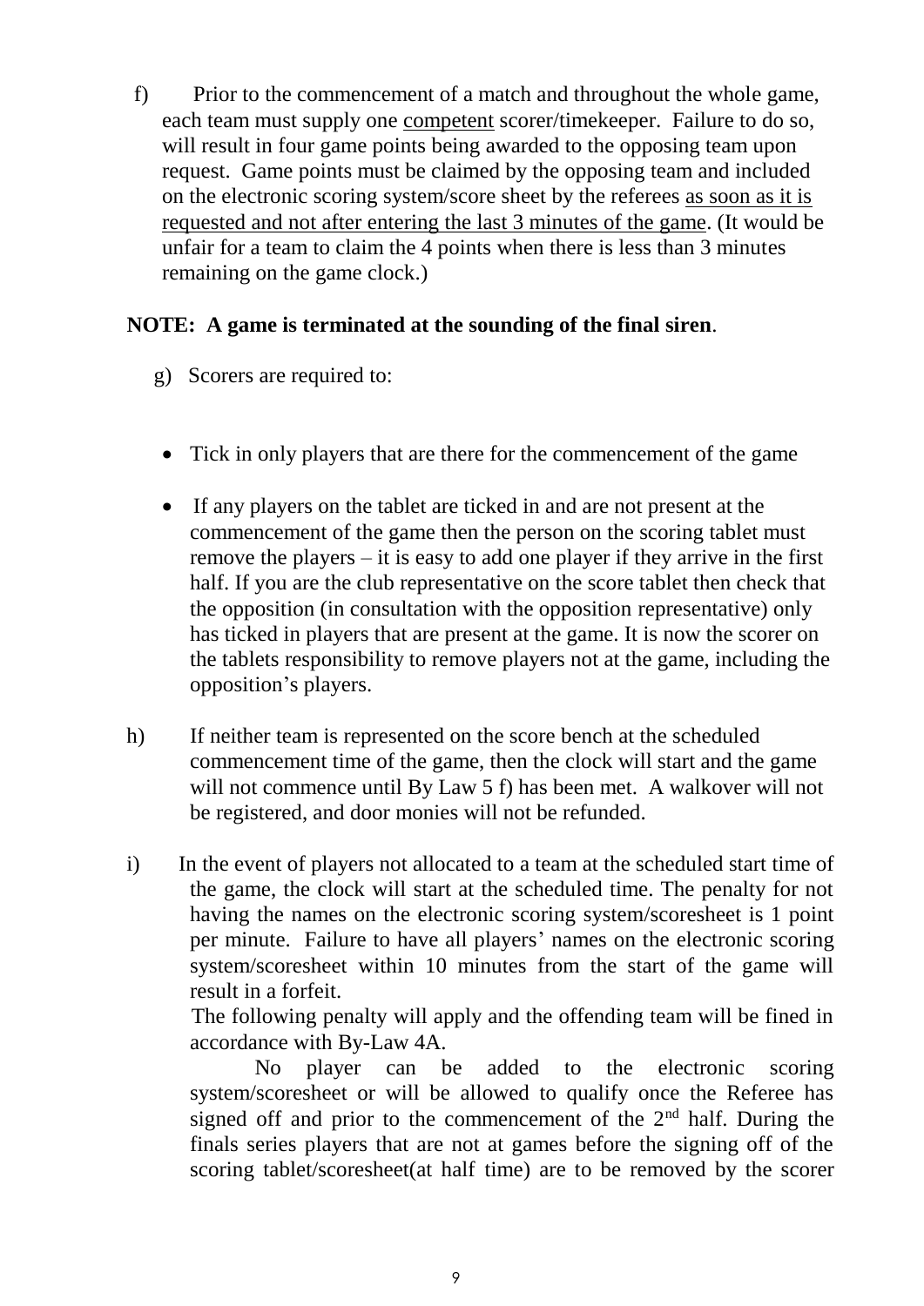f) Prior to the commencement of a match and throughout the whole game, each team must supply one competent scorer/timekeeper. Failure to do so, will result in four game points being awarded to the opposing team upon request. Game points must be claimed by the opposing team and included on the electronic scoring system/score sheet by the referees as soon as it is requested and not after entering the last 3 minutes of the game. (It would be unfair for a team to claim the 4 points when there is less than 3 minutes remaining on the game clock.)

**NOTE: A game is terminated at the sounding of the final siren**.

g) Scorers are required to:

- Tick in only players that are there for the commencement of the game
- If any players on the tablet are ticked in and are not present at the commencement of the game then the person on the scoring tablet must remove the players – it is easy to add one player if they arrive in the first half. If you are the club representative on the score tablet then check that the opposition (in consultation with the opposition representative) only has ticked in players that are present at the game. It is now the scorer on the tablets responsibility to remove players not at the game, including the opposition's players.

h) If neither team is represented on the score bench at the scheduled commencement time of the game, then the clock will start and the game will not commence until By Law 5 f) has been met. A walkover will not be registered, and door monies will not be refunded.

i) In the event of players not allocated to a team at the scheduled start time of the game, the clock will start at the scheduled time. The penalty for not having the names on the electronic scoring system/scoresheet is 1 point per minute. Failure to have all players' names on the electronic scoring system/scoresheet within 10 minutes from the start of the game will result in a forfeit.

The following penalty will apply and the offending team will be fined in accordance with By-Law 4A.

No player can be added to the electronic scoring system/scoresheet or will be allowed to qualify once the Referee has signed off and prior to the commencement of the 2nd half. During the finals series players that are not at games before the signing off of the scoring tablet/scoresheet(at half time) are to be removed by the scorer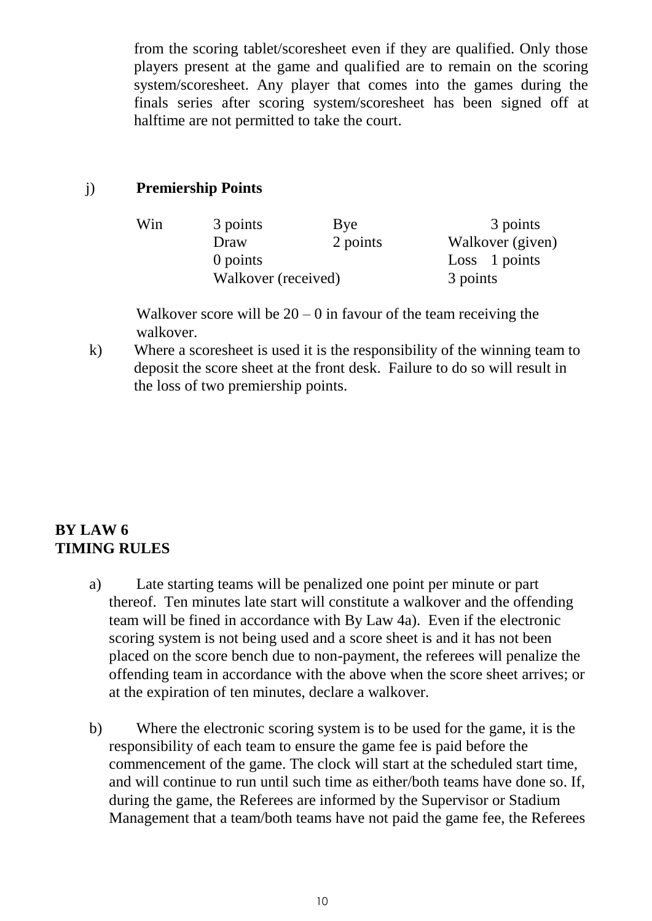from the scoring tablet/scoresheet even if they are qualified. Only those players present at the game and qualified are to remain on the scoring system/scoresheet. Any player that comes into the games during the finals series after scoring system/scoresheet has been signed off at halftime are not permitted to take the court.

j) **Premiership Points**

| Win | 3 points | Bye | 3 points |
|---|---|---|---|
| | Draw | 2 points | Walkover (given) |
| | 0 points | | Loss 1 points |
| | Walkover (received) | | 3 points |

Walkover score will be 20 – 0 in favour of the team receiving the walkover.

k) Where a scoresheet is used it is the responsibility of the winning team to deposit the score sheet at the front desk. Failure to do so will result in the loss of two premiership points.

## BY LAW 6
## TIMING RULES

a) Late starting teams will be penalized one point per minute or part thereof. Ten minutes late start will constitute a walkover and the offending team will be fined in accordance with By Law 4a). Even if the electronic scoring system is not being used and a score sheet is and it has not been placed on the score bench due to non-payment, the referees will penalize the offending team in accordance with the above when the score sheet arrives; or at the expiration of ten minutes, declare a walkover.

b) Where the electronic scoring system is to be used for the game, it is the responsibility of each team to ensure the game fee is paid before the commencement of the game. The clock will start at the scheduled start time, and will continue to run until such time as either/both teams have done so. If, during the game, the Referees are informed by the Supervisor or Stadium Management that a team/both teams have not paid the game fee, the Referees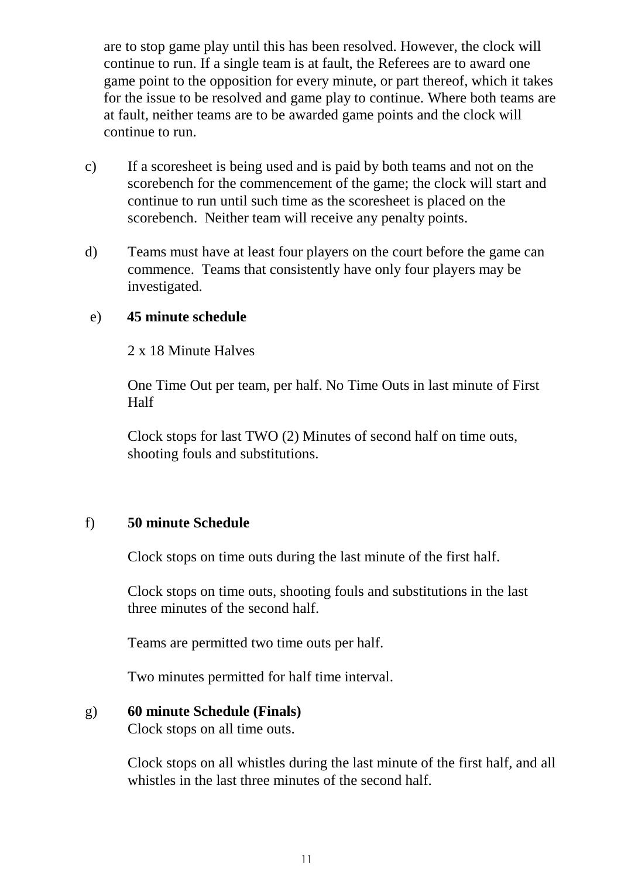are to stop game play until this has been resolved. However, the clock will continue to run. If a single team is at fault, the Referees are to award one game point to the opposition for every minute, or part thereof, which it takes for the issue to be resolved and game play to continue. Where both teams are at fault, neither teams are to be awarded game points and the clock will continue to run.

c) If a scoresheet is being used and is paid by both teams and not on the scorebench for the commencement of the game; the clock will start and continue to run until such time as the scoresheet is placed on the scorebench. Neither team will receive any penalty points.

d) Teams must have at least four players on the court before the game can commence. Teams that consistently have only four players may be investigated.

e) **45 minute schedule**

2 x 18 Minute Halves

One Time Out per team, per half. No Time Outs in last minute of First Half

Clock stops for last TWO (2) Minutes of second half on time outs, shooting fouls and substitutions.

f) **50 minute Schedule**

Clock stops on time outs during the last minute of the first half.

Clock stops on time outs, shooting fouls and substitutions in the last three minutes of the second half.

Teams are permitted two time outs per half.

Two minutes permitted for half time interval.

g) **60 minute Schedule (Finals)**
Clock stops on all time outs.

Clock stops on all whistles during the last minute of the first half, and all whistles in the last three minutes of the second half.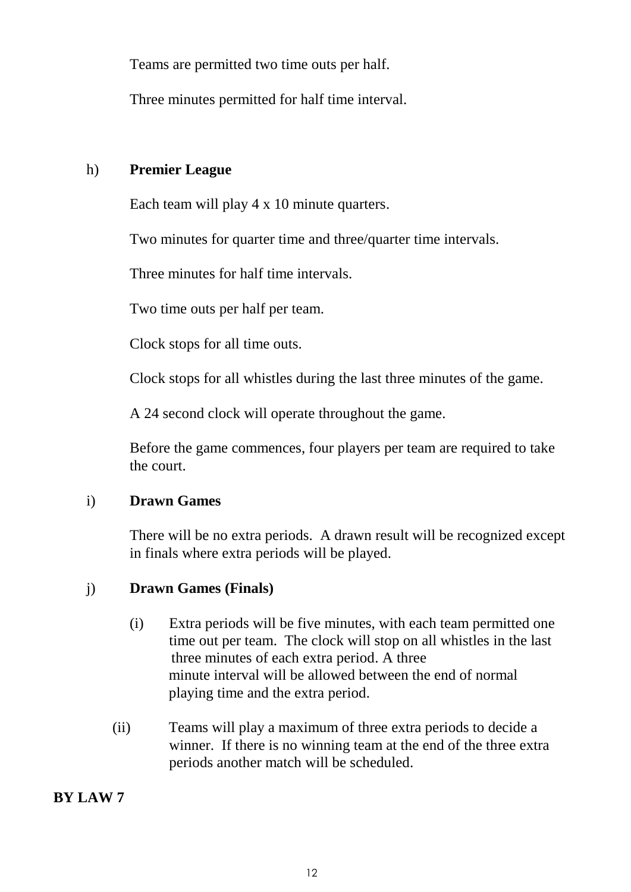Teams are permitted two time outs per half.

Three minutes permitted for half time interval.

h) **Premier League**

Each team will play 4 x 10 minute quarters.

Two minutes for quarter time and three/quarter time intervals.

Three minutes for half time intervals.

Two time outs per half per team.

Clock stops for all time outs.

Clock stops for all whistles during the last three minutes of the game.

A 24 second clock will operate throughout the game.

Before the game commences, four players per team are required to take the court.

i) **Drawn Games**

There will be no extra periods. A drawn result will be recognized except in finals where extra periods will be played.

j) **Drawn Games (Finals)**

(i) Extra periods will be five minutes, with each team permitted one time out per team. The clock will stop on all whistles in the last three minutes of each extra period. A three minute interval will be allowed between the end of normal playing time and the extra period.

(ii) Teams will play a maximum of three extra periods to decide a winner. If there is no winning team at the end of the three extra periods another match will be scheduled.

**BY LAW 7**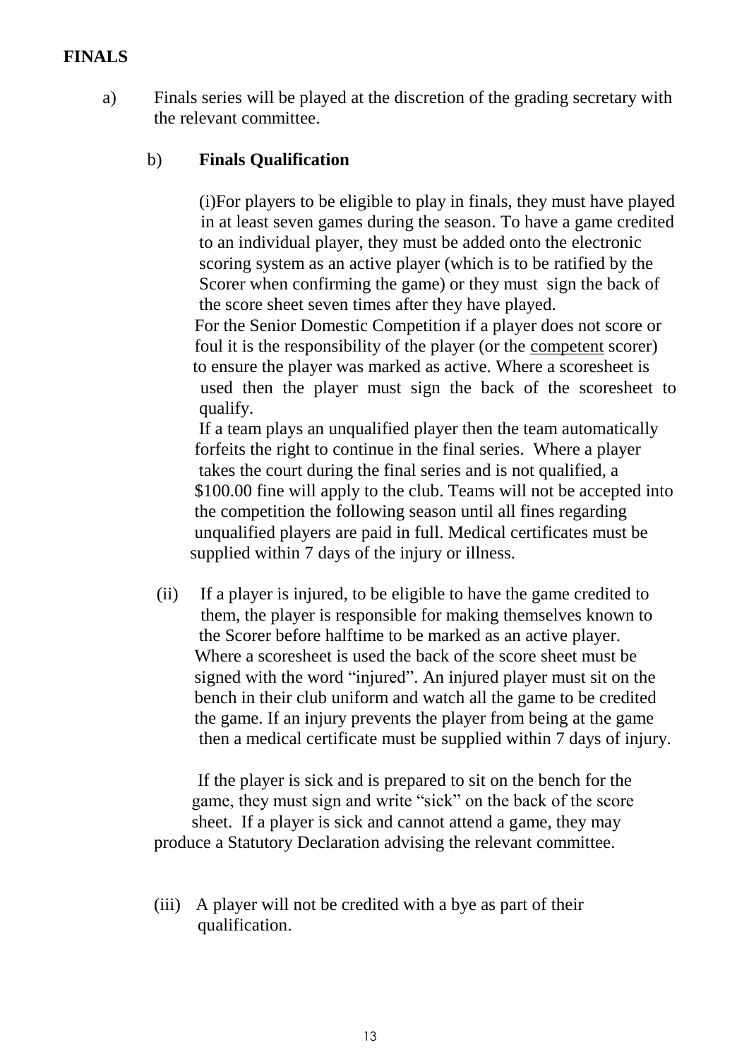## FINALS

a) Finals series will be played at the discretion of the grading secretary with the relevant committee.

b) **Finals Qualification**

(i)For players to be eligible to play in finals, they must have played in at least seven games during the season. To have a game credited to an individual player, they must be added onto the electronic scoring system as an active player (which is to be ratified by the Scorer when confirming the game) or they must sign the back of the score sheet seven times after they have played.
For the Senior Domestic Competition if a player does not score or foul it is the responsibility of the player (or the competent scorer) to ensure the player was marked as active. Where a scoresheet is used then the player must sign the back of the scoresheet to qualify.
If a team plays an unqualified player then the team automatically forfeits the right to continue in the final series. Where a player takes the court during the final series and is not qualified, a $100.00 fine will apply to the club. Teams will not be accepted into the competition the following season until all fines regarding unqualified players are paid in full. Medical certificates must be supplied within 7 days of the injury or illness.

(ii) If a player is injured, to be eligible to have the game credited to them, the player is responsible for making themselves known to the Scorer before halftime to be marked as an active player. Where a scoresheet is used the back of the score sheet must be signed with the word "injured". An injured player must sit on the bench in their club uniform and watch all the game to be credited the game. If an injury prevents the player from being at the game then a medical certificate must be supplied within 7 days of injury.

If the player is sick and is prepared to sit on the bench for the game, they must sign and write "sick" on the back of the score sheet. If a player is sick and cannot attend a game, they may produce a Statutory Declaration advising the relevant committee.

(iii) A player will not be credited with a bye as part of their qualification.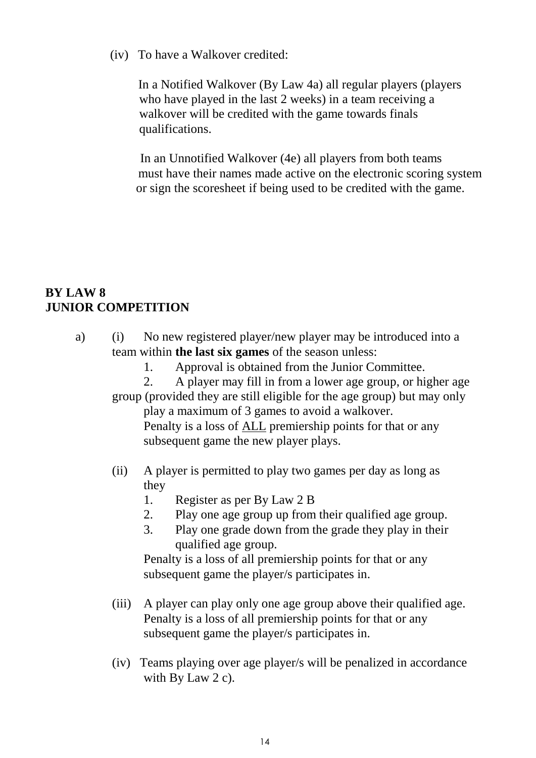(iv) To have a Walkover credited:

In a Notified Walkover (By Law 4a) all regular players (players who have played in the last 2 weeks) in a team receiving a walkover will be credited with the game towards finals qualifications.

In an Unnotified Walkover (4e) all players from both teams must have their names made active on the electronic scoring system or sign the scoresheet if being used to be credited with the game.

**BY LAW 8**
**JUNIOR COMPETITION**

a) (i) No new registered player/new player may be introduced into a team within **the last six games** of the season unless:

1. Approval is obtained from the Junior Committee.
2. A player may fill in from a lower age group, or higher age group (provided they are still eligible for the age group) but may only play a maximum of 3 games to avoid a walkover.

Penalty is a loss of <u>ALL</u> premiership points for that or any subsequent game the new player plays.

(ii) A player is permitted to play two games per day as long as they

1. Register as per By Law 2 B
2. Play one age group up from their qualified age group.
3. Play one grade down from the grade they play in their qualified age group.

Penalty is a loss of all premiership points for that or any subsequent game the player/s participates in.

(iii) A player can play only one age group above their qualified age. Penalty is a loss of all premiership points for that or any subsequent game the player/s participates in.

(iv) Teams playing over age player/s will be penalized in accordance with By Law 2 c).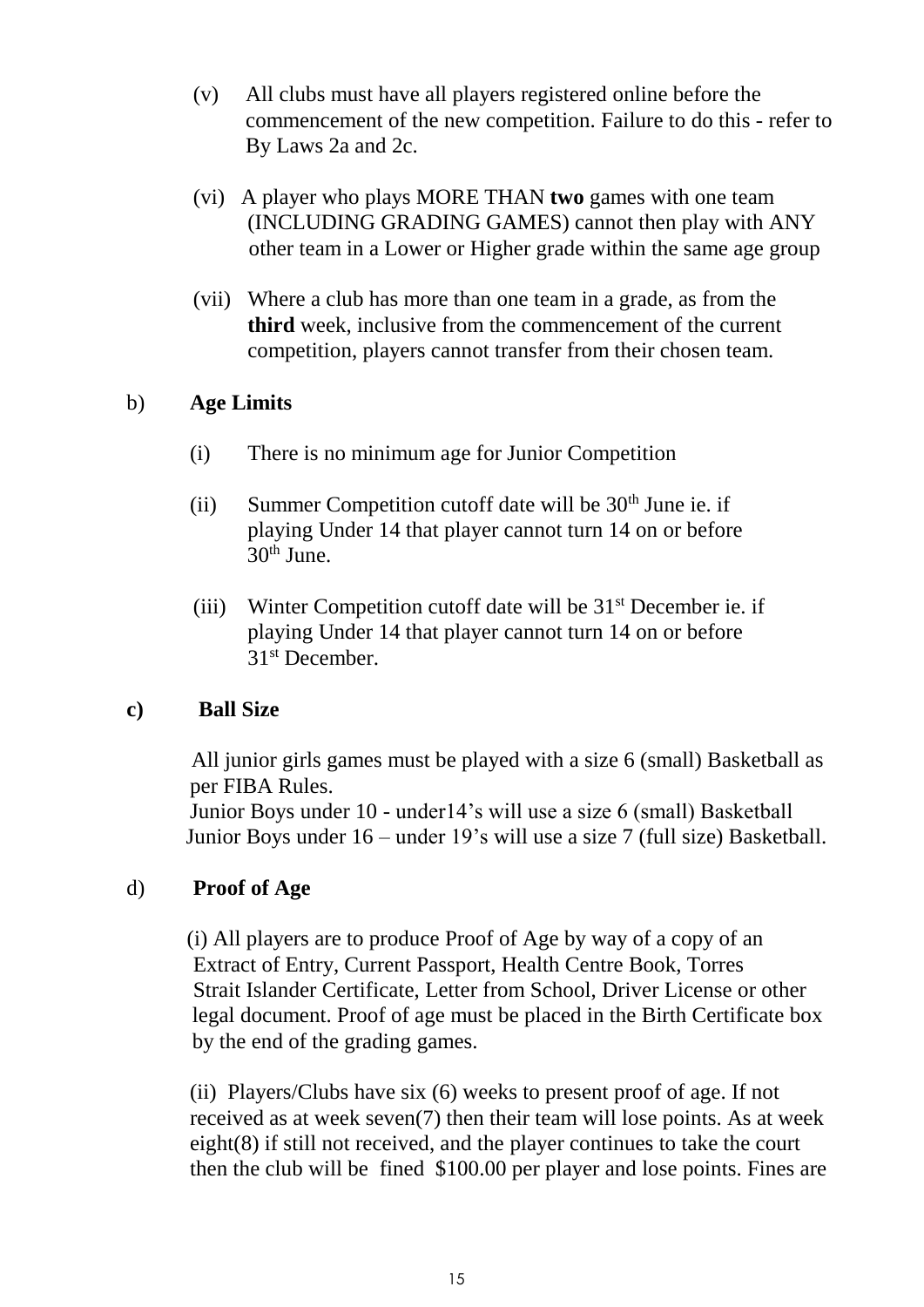(v) All clubs must have all players registered online before the commencement of the new competition. Failure to do this - refer to By Laws 2a and 2c.

(vi) A player who plays MORE THAN **two** games with one team (INCLUDING GRADING GAMES) cannot then play with ANY other team in a Lower or Higher grade within the same age group

(vii) Where a club has more than one team in a grade, as from the **third** week, inclusive from the commencement of the current competition, players cannot transfer from their chosen team.

b) **Age Limits**

(i) There is no minimum age for Junior Competition

(ii) Summer Competition cutoff date will be 30th June ie. if playing Under 14 that player cannot turn 14 on or before 30th June.

(iii) Winter Competition cutoff date will be 31st December ie. if playing Under 14 that player cannot turn 14 on or before 31st December.

**c) Ball Size**

All junior girls games must be played with a size 6 (small) Basketball as per FIBA Rules.
Junior Boys under 10 - under14's will use a size 6 (small) Basketball
Junior Boys under 16 – under 19's will use a size 7 (full size) Basketball.

d) **Proof of Age**

(i) All players are to produce Proof of Age by way of a copy of an Extract of Entry, Current Passport, Health Centre Book, Torres Strait Islander Certificate, Letter from School, Driver License or other legal document. Proof of age must be placed in the Birth Certificate box by the end of the grading games.

(ii) Players/Clubs have six (6) weeks to present proof of age. If not received as at week seven(7) then their team will lose points. As at week eight(8) if still not received, and the player continues to take the court then the club will be fined $100.00 per player and lose points. Fines are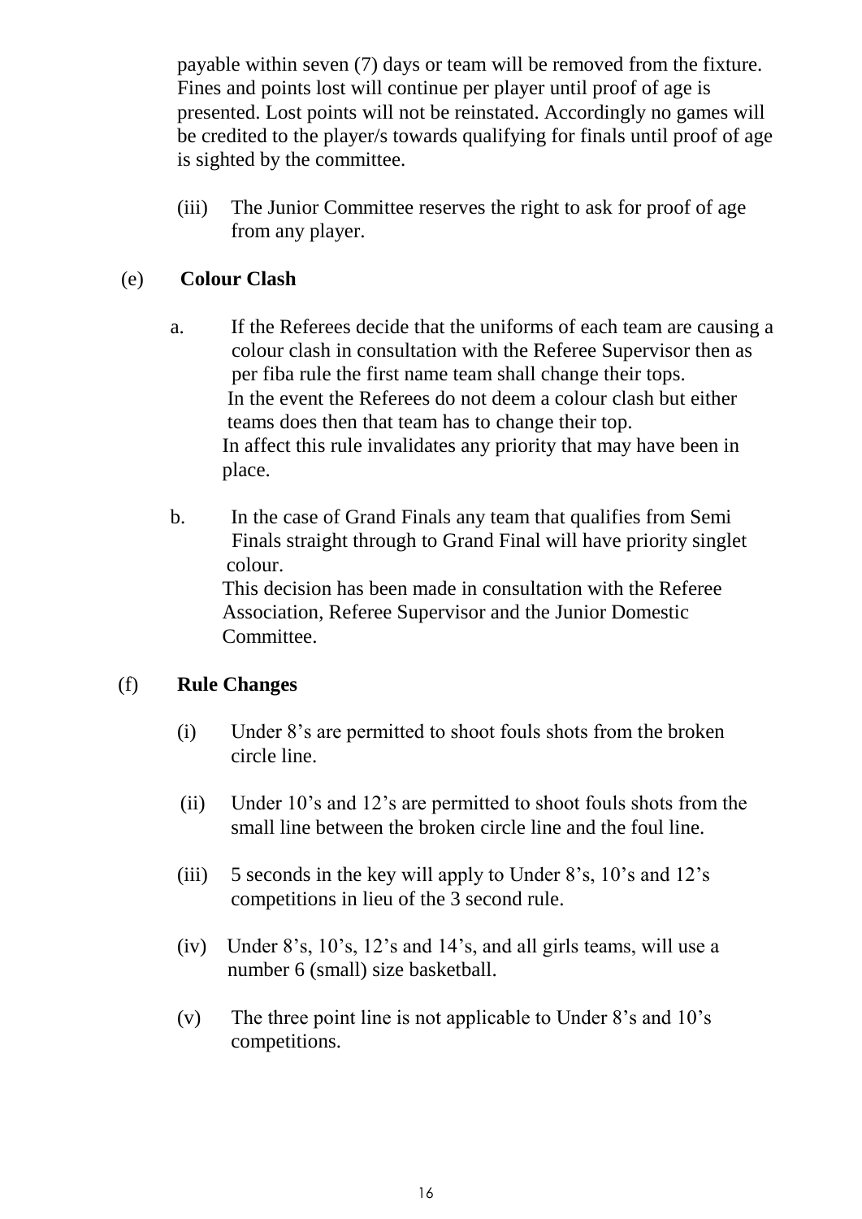payable within seven (7) days or team will be removed from the fixture. Fines and points lost will continue per player until proof of age is presented. Lost points will not be reinstated. Accordingly no games will be credited to the player/s towards qualifying for finals until proof of age is sighted by the committee.

(iii) The Junior Committee reserves the right to ask for proof of age from any player.

(e) **Colour Clash**

a. If the Referees decide that the uniforms of each team are causing a colour clash in consultation with the Referee Supervisor then as per fiba rule the first name team shall change their tops.
In the event the Referees do not deem a colour clash but either teams does then that team has to change their top.
In affect this rule invalidates any priority that may have been in place.

b. In the case of Grand Finals any team that qualifies from Semi Finals straight through to Grand Final will have priority singlet colour.
This decision has been made in consultation with the Referee Association, Referee Supervisor and the Junior Domestic Committee.

(f) **Rule Changes**

(i) Under 8's are permitted to shoot fouls shots from the broken circle line.

(ii) Under 10's and 12's are permitted to shoot fouls shots from the small line between the broken circle line and the foul line.

(iii) 5 seconds in the key will apply to Under 8's, 10's and 12's competitions in lieu of the 3 second rule.

(iv) Under 8's, 10's, 12's and 14's, and all girls teams, will use a number 6 (small) size basketball.

(v) The three point line is not applicable to Under 8's and 10's competitions.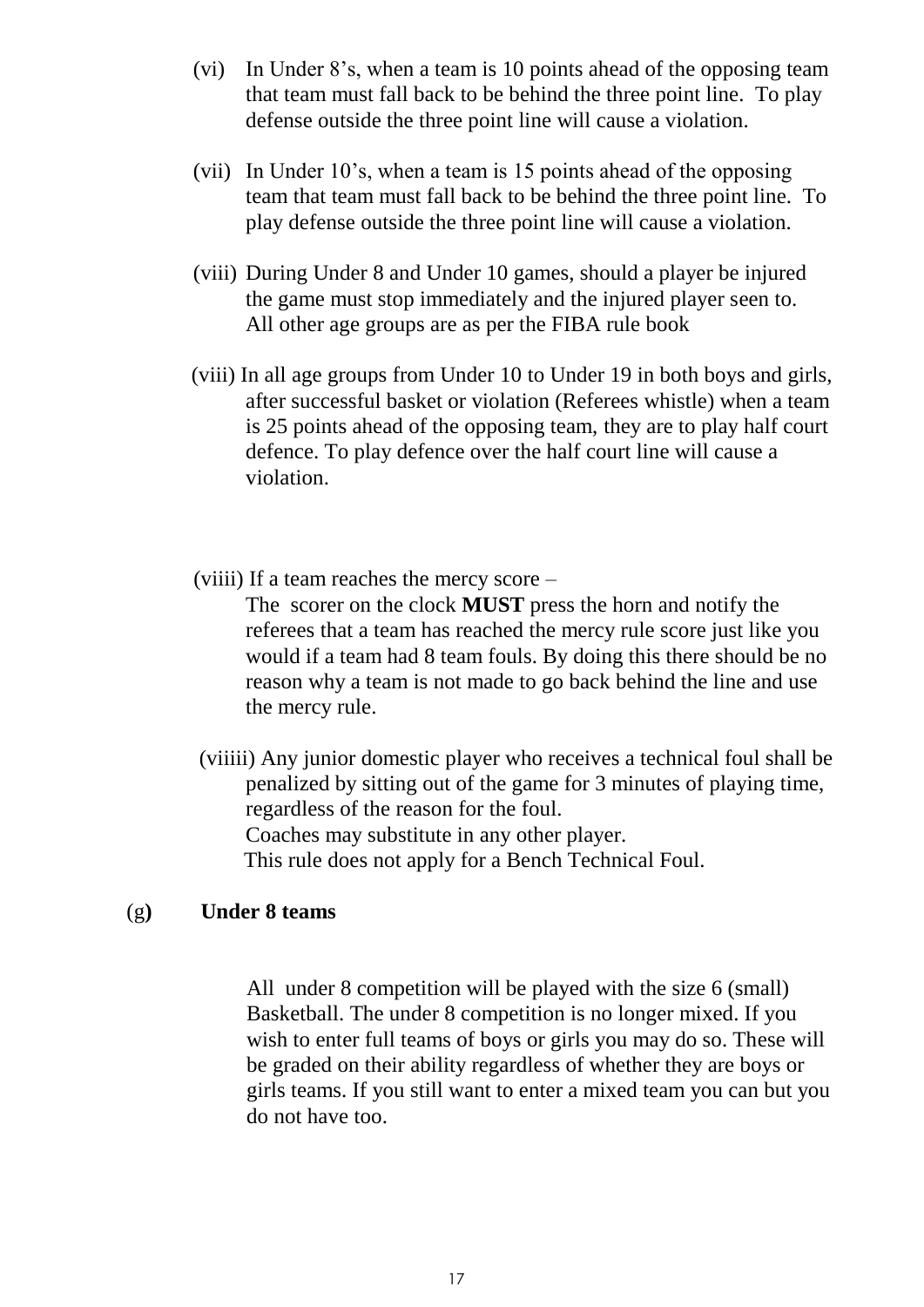(vi) In Under 8's, when a team is 10 points ahead of the opposing team that team must fall back to be behind the three point line. To play defense outside the three point line will cause a violation.

(vii) In Under 10's, when a team is 15 points ahead of the opposing team that team must fall back to be behind the three point line. To play defense outside the three point line will cause a violation.

(viii) During Under 8 and Under 10 games, should a player be injured the game must stop immediately and the injured player seen to. All other age groups are as per the FIBA rule book

(viii) In all age groups from Under 10 to Under 19 in both boys and girls, after successful basket or violation (Referees whistle) when a team is 25 points ahead of the opposing team, they are to play half court defence. To play defence over the half court line will cause a violation.

(viiii) If a team reaches the mercy score –
The scorer on the clock **MUST** press the horn and notify the referees that a team has reached the mercy rule score just like you would if a team had 8 team fouls. By doing this there should be no reason why a team is not made to go back behind the line and use the mercy rule.

(viiiii) Any junior domestic player who receives a technical foul shall be penalized by sitting out of the game for 3 minutes of playing time, regardless of the reason for the foul.
Coaches may substitute in any other player.
This rule does not apply for a Bench Technical Foul.

(g**)** **Under 8 teams**

All under 8 competition will be played with the size 6 (small) Basketball. The under 8 competition is no longer mixed. If you wish to enter full teams of boys or girls you may do so. These will be graded on their ability regardless of whether they are boys or girls teams. If you still want to enter a mixed team you can but you do not have too.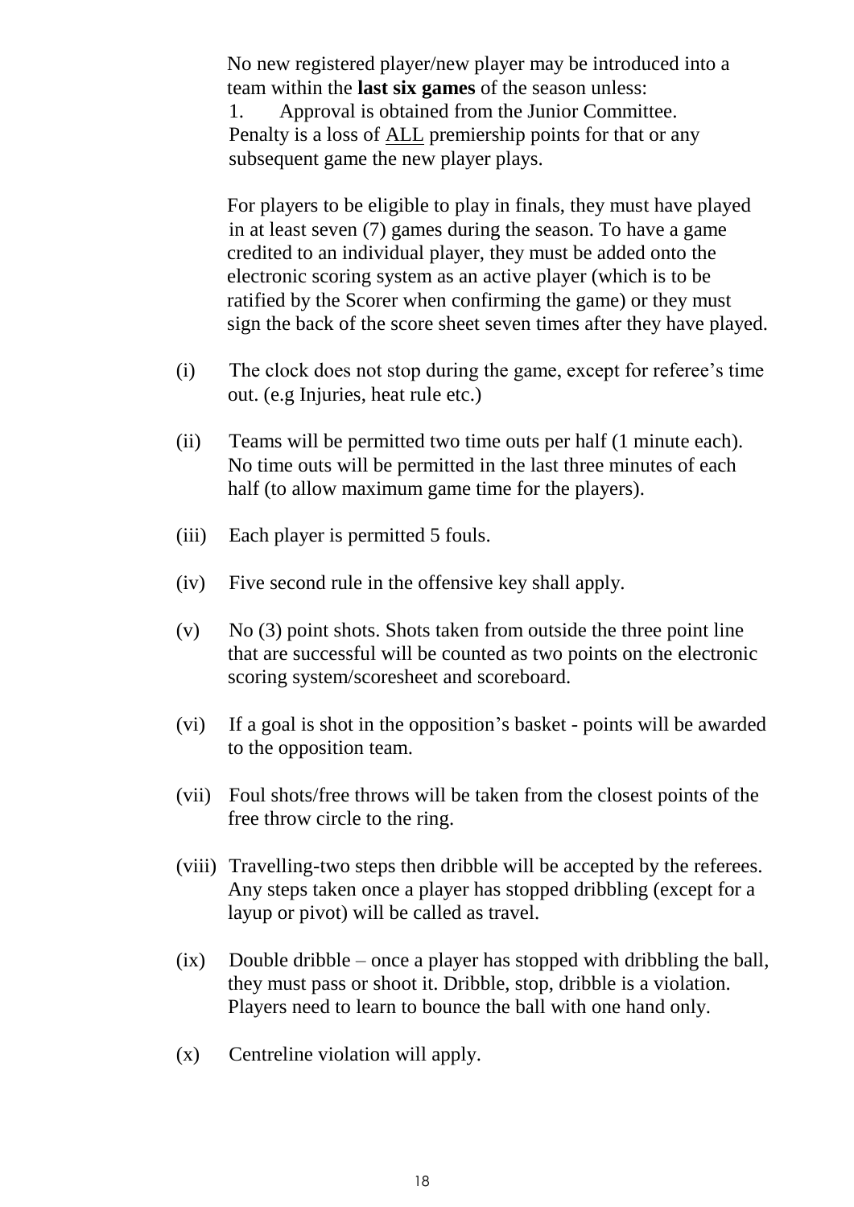No new registered player/new player may be introduced into a team within the **last six games** of the season unless:

1. Approval is obtained from the Junior Committee.

Penalty is a loss of <u>ALL</u> premiership points for that or any subsequent game the new player plays.

For players to be eligible to play in finals, they must have played in at least seven (7) games during the season. To have a game credited to an individual player, they must be added onto the electronic scoring system as an active player (which is to be ratified by the Scorer when confirming the game) or they must sign the back of the score sheet seven times after they have played.

(i) The clock does not stop during the game, except for referee's time out. (e.g Injuries, heat rule etc.)

(ii) Teams will be permitted two time outs per half (1 minute each). No time outs will be permitted in the last three minutes of each half (to allow maximum game time for the players).

(iii) Each player is permitted 5 fouls.

(iv) Five second rule in the offensive key shall apply.

(v) No (3) point shots. Shots taken from outside the three point line that are successful will be counted as two points on the electronic scoring system/scoresheet and scoreboard.

(vi) If a goal is shot in the opposition's basket - points will be awarded to the opposition team.

(vii) Foul shots/free throws will be taken from the closest points of the free throw circle to the ring.

(viii) Travelling-two steps then dribble will be accepted by the referees. Any steps taken once a player has stopped dribbling (except for a layup or pivot) will be called as travel.

(ix) Double dribble – once a player has stopped with dribbling the ball, they must pass or shoot it. Dribble, stop, dribble is a violation. Players need to learn to bounce the ball with one hand only.

(x) Centreline violation will apply.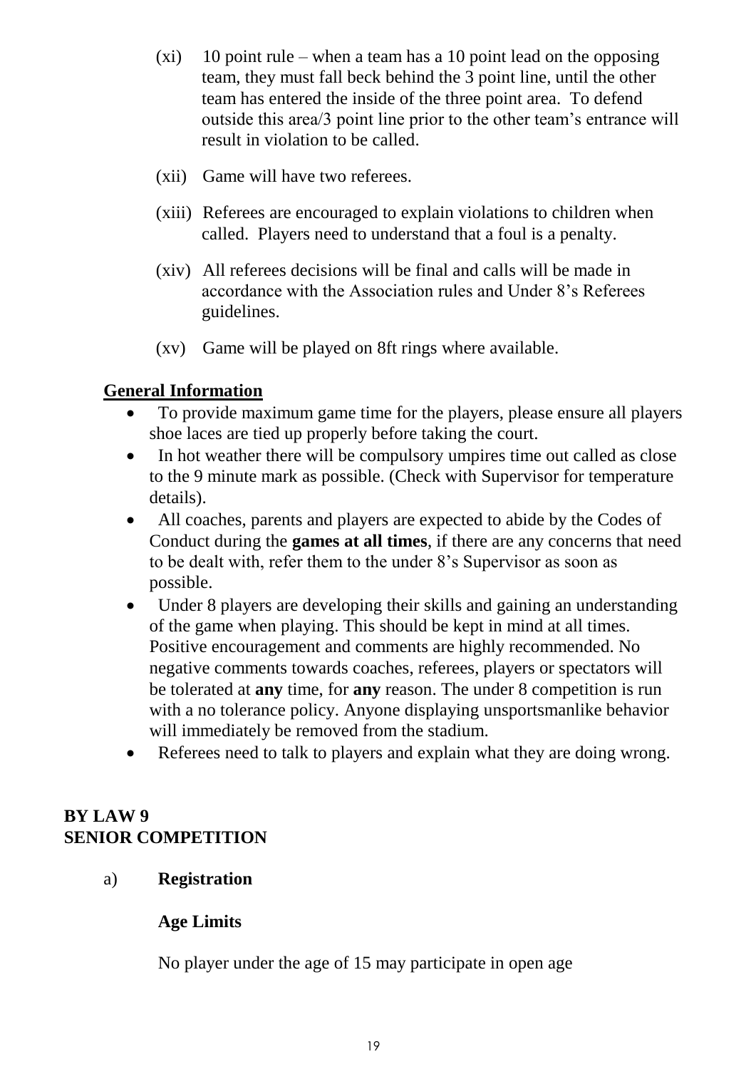(xi) 10 point rule – when a team has a 10 point lead on the opposing team, they must fall beck behind the 3 point line, until the other team has entered the inside of the three point area. To defend outside this area/3 point line prior to the other team's entrance will result in violation to be called.

(xii) Game will have two referees.

(xiii) Referees are encouraged to explain violations to children when called. Players need to understand that a foul is a penalty.

(xiv) All referees decisions will be final and calls will be made in accordance with the Association rules and Under 8's Referees guidelines.

(xv) Game will be played on 8ft rings where available.

**General Information**

- To provide maximum game time for the players, please ensure all players shoe laces are tied up properly before taking the court.
- In hot weather there will be compulsory umpires time out called as close to the 9 minute mark as possible. (Check with Supervisor for temperature details).
- All coaches, parents and players are expected to abide by the Codes of Conduct during the **games at all times**, if there are any concerns that need to be dealt with, refer them to the under 8's Supervisor as soon as possible.
- Under 8 players are developing their skills and gaining an understanding of the game when playing. This should be kept in mind at all times. Positive encouragement and comments are highly recommended. No negative comments towards coaches, referees, players or spectators will be tolerated at **any** time, for **any** reason. The under 8 competition is run with a no tolerance policy. Anyone displaying unsportsmanlike behavior will immediately be removed from the stadium.
- Referees need to talk to players and explain what they are doing wrong.

## BY LAW 9
## SENIOR COMPETITION

a) **Registration**

**Age Limits**

No player under the age of 15 may participate in open age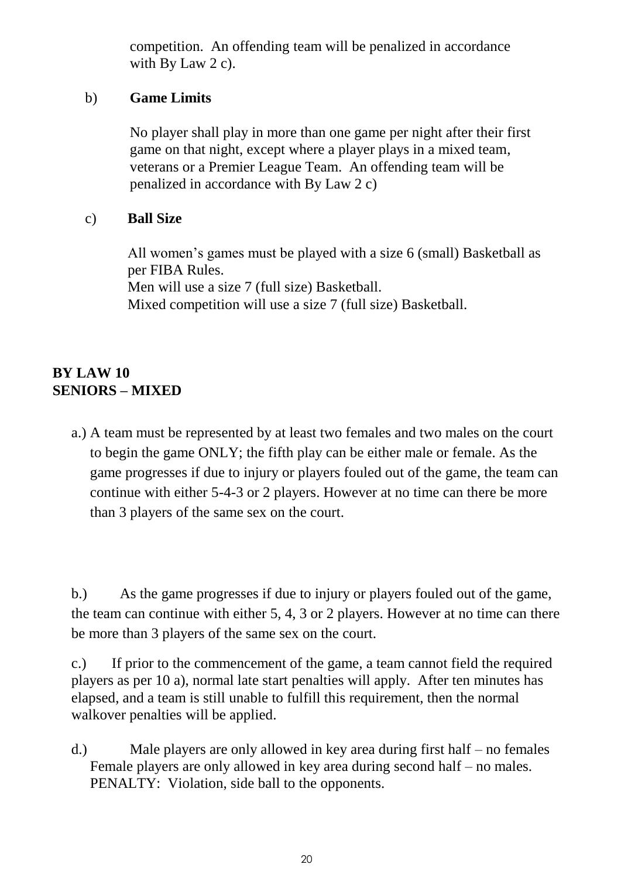competition. An offending team will be penalized in accordance with By Law 2 c).

b) **Game Limits**

No player shall play in more than one game per night after their first game on that night, except where a player plays in a mixed team, veterans or a Premier League Team. An offending team will be penalized in accordance with By Law 2 c)

c) **Ball Size**

All women's games must be played with a size 6 (small) Basketball as per FIBA Rules.
Men will use a size 7 (full size) Basketball.
Mixed competition will use a size 7 (full size) Basketball.

**BY LAW 10**
**SENIORS – MIXED**

a.) A team must be represented by at least two females and two males on the court to begin the game ONLY; the fifth play can be either male or female. As the game progresses if due to injury or players fouled out of the game, the team can continue with either 5-4-3 or 2 players. However at no time can there be more than 3 players of the same sex on the court.

b.) As the game progresses if due to injury or players fouled out of the game, the team can continue with either 5, 4, 3 or 2 players. However at no time can there be more than 3 players of the same sex on the court.

c.) If prior to the commencement of the game, a team cannot field the required players as per 10 a), normal late start penalties will apply. After ten minutes has elapsed, and a team is still unable to fulfill this requirement, then the normal walkover penalties will be applied.

d.) Male players are only allowed in key area during first half – no females
Female players are only allowed in key area during second half – no males.
PENALTY: Violation, side ball to the opponents.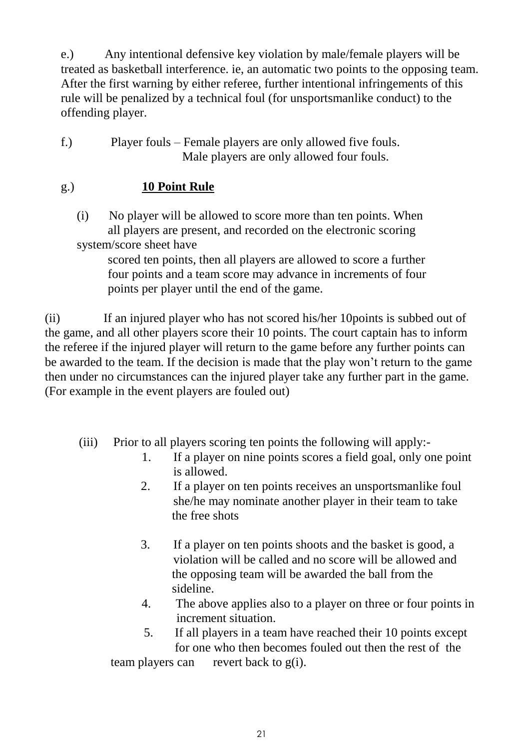e.) Any intentional defensive key violation by male/female players will be treated as basketball interference. ie, an automatic two points to the opposing team. After the first warning by either referee, further intentional infringements of this rule will be penalized by a technical foul (for unsportsmanlike conduct) to the offending player.

f.) Player fouls – Female players are only allowed five fouls.
Male players are only allowed four fouls.

g.) **<u>10 Point Rule</u>**

(i) No player will be allowed to score more than ten points. When all players are present, and recorded on the electronic scoring system/score sheet have scored ten points, then all players are allowed to score a further four points and a team score may advance in increments of four points per player until the end of the game.

(ii) If an injured player who has not scored his/her 10points is subbed out of the game, and all other players score their 10 points. The court captain has to inform the referee if the injured player will return to the game before any further points can be awarded to the team. If the decision is made that the play won't return to the game then under no circumstances can the injured player take any further part in the game. (For example in the event players are fouled out)

(iii) Prior to all players scoring ten points the following will apply:-

1. If a player on nine points scores a field goal, only one point is allowed.
2. If a player on ten points receives an unsportsmanlike foul she/he may nominate another player in their team to take the free shots
3. If a player on ten points shoots and the basket is good, a violation will be called and no score will be allowed and the opposing team will be awarded the ball from the sideline.
4. The above applies also to a player on three or four points in increment situation.
5. If all players in a team have reached their 10 points except for one who then becomes fouled out then the rest of the team players can revert back to g(i).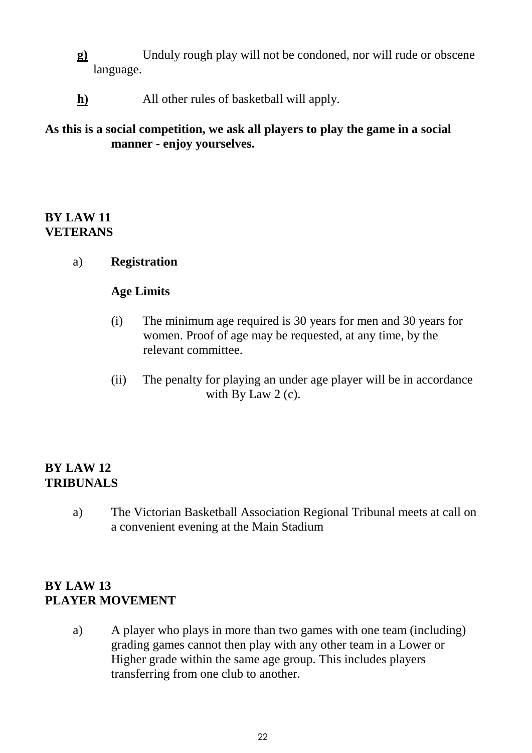**g)** Unduly rough play will not be condoned, nor will rude or obscene language.

**h)** All other rules of basketball will apply.

**As this is a social competition, we ask all players to play the game in a social manner - enjoy yourselves.**

## BY LAW 11
## VETERANS

a) **Registration**

**Age Limits**

(i) The minimum age required is 30 years for men and 30 years for women. Proof of age may be requested, at any time, by the relevant committee.

(ii) The penalty for playing an under age player will be in accordance with By Law 2 (c).

## BY LAW 12
## TRIBUNALS

a) The Victorian Basketball Association Regional Tribunal meets at call on a convenient evening at the Main Stadium

## BY LAW 13
## PLAYER MOVEMENT

a) A player who plays in more than two games with one team (including) grading games cannot then play with any other team in a Lower or Higher grade within the same age group. This includes players transferring from one club to another.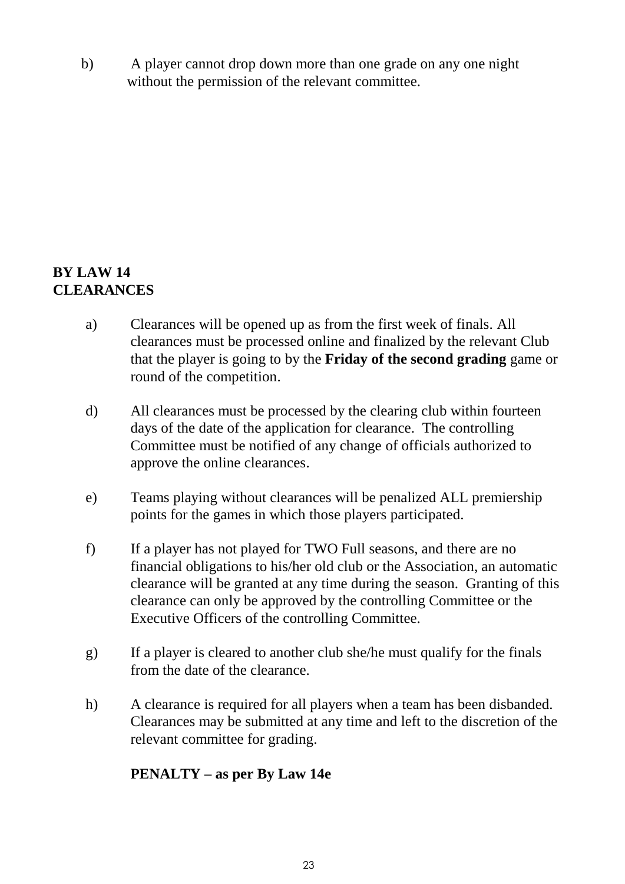b) A player cannot drop down more than one grade on any one night without the permission of the relevant committee.

**BY LAW 14**
**CLEARANCES**

a) Clearances will be opened up as from the first week of finals. All clearances must be processed online and finalized by the relevant Club that the player is going to by the **Friday of the second grading** game or round of the competition.

d) All clearances must be processed by the clearing club within fourteen days of the date of the application for clearance. The controlling Committee must be notified of any change of officials authorized to approve the online clearances.

e) Teams playing without clearances will be penalized ALL premiership points for the games in which those players participated.

f) If a player has not played for TWO Full seasons, and there are no financial obligations to his/her old club or the Association, an automatic clearance will be granted at any time during the season. Granting of this clearance can only be approved by the controlling Committee or the Executive Officers of the controlling Committee.

g) If a player is cleared to another club she/he must qualify for the finals from the date of the clearance.

h) A clearance is required for all players when a team has been disbanded. Clearances may be submitted at any time and left to the discretion of the relevant committee for grading.

**PENALTY – as per By Law 14e**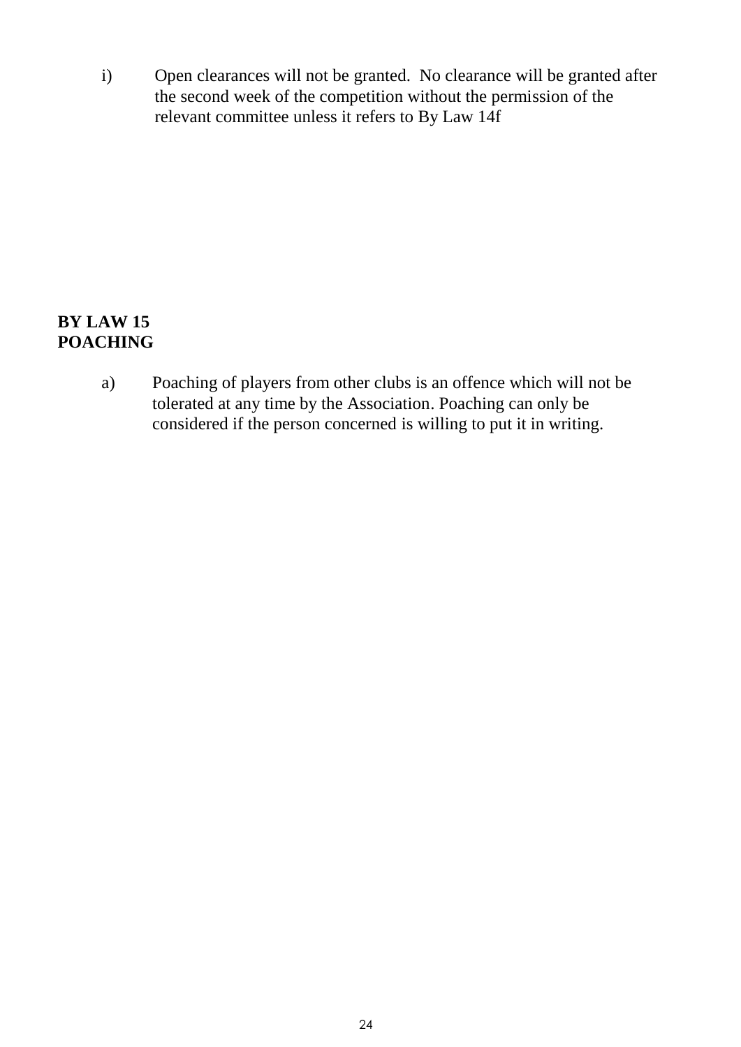i) Open clearances will not be granted. No clearance will be granted after the second week of the competition without the permission of the relevant committee unless it refers to By Law 14f

**BY LAW 15**
**POACHING**

a) Poaching of players from other clubs is an offence which will not be tolerated at any time by the Association. Poaching can only be considered if the person concerned is willing to put it in writing.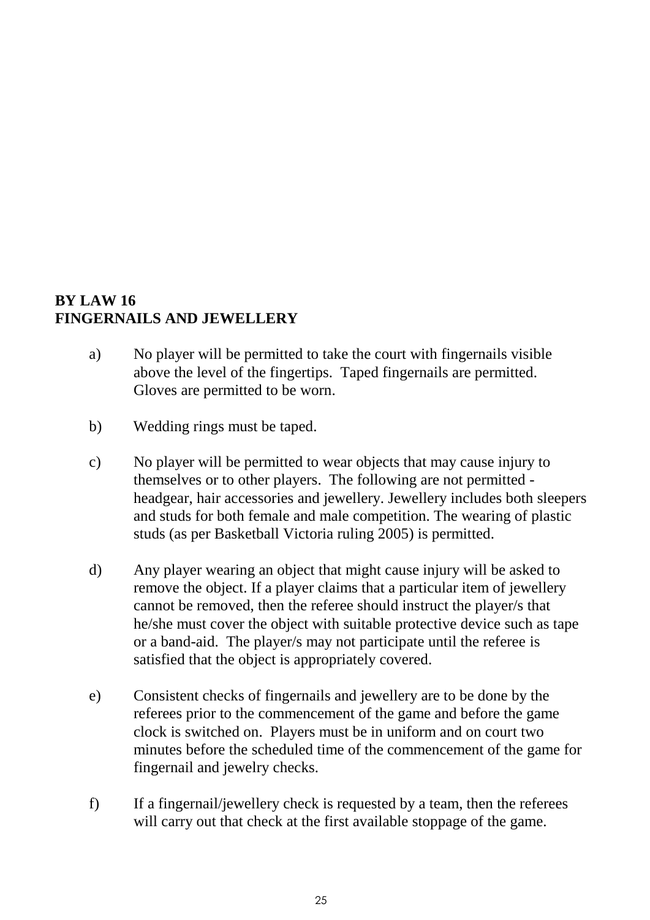**BY LAW 16**
**FINGERNAILS AND JEWELLERY**

a) No player will be permitted to take the court with fingernails visible above the level of the fingertips. Taped fingernails are permitted. Gloves are permitted to be worn.

b) Wedding rings must be taped.

c) No player will be permitted to wear objects that may cause injury to themselves or to other players. The following are not permitted - headgear, hair accessories and jewellery. Jewellery includes both sleepers and studs for both female and male competition. The wearing of plastic studs (as per Basketball Victoria ruling 2005) is permitted.

d) Any player wearing an object that might cause injury will be asked to remove the object. If a player claims that a particular item of jewellery cannot be removed, then the referee should instruct the player/s that he/she must cover the object with suitable protective device such as tape or a band-aid. The player/s may not participate until the referee is satisfied that the object is appropriately covered.

e) Consistent checks of fingernails and jewellery are to be done by the referees prior to the commencement of the game and before the game clock is switched on. Players must be in uniform and on court two minutes before the scheduled time of the commencement of the game for fingernail and jewelry checks.

f) If a fingernail/jewellery check is requested by a team, then the referees will carry out that check at the first available stoppage of the game.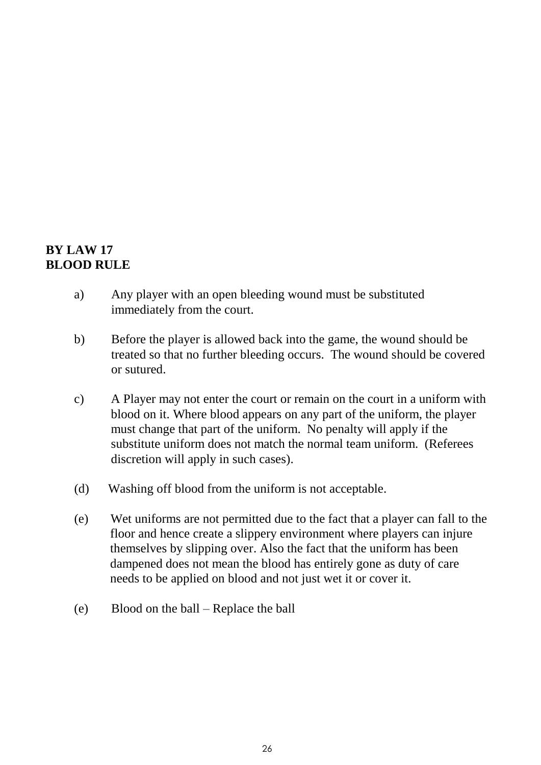**BY LAW 17**
**BLOOD RULE**

a) Any player with an open bleeding wound must be substituted immediately from the court.

b) Before the player is allowed back into the game, the wound should be treated so that no further bleeding occurs. The wound should be covered or sutured.

c) A Player may not enter the court or remain on the court in a uniform with blood on it. Where blood appears on any part of the uniform, the player must change that part of the uniform. No penalty will apply if the substitute uniform does not match the normal team uniform. (Referees discretion will apply in such cases).

(d) Washing off blood from the uniform is not acceptable.

(e) Wet uniforms are not permitted due to the fact that a player can fall to the floor and hence create a slippery environment where players can injure themselves by slipping over. Also the fact that the uniform has been dampened does not mean the blood has entirely gone as duty of care needs to be applied on blood and not just wet it or cover it.

(e) Blood on the ball – Replace the ball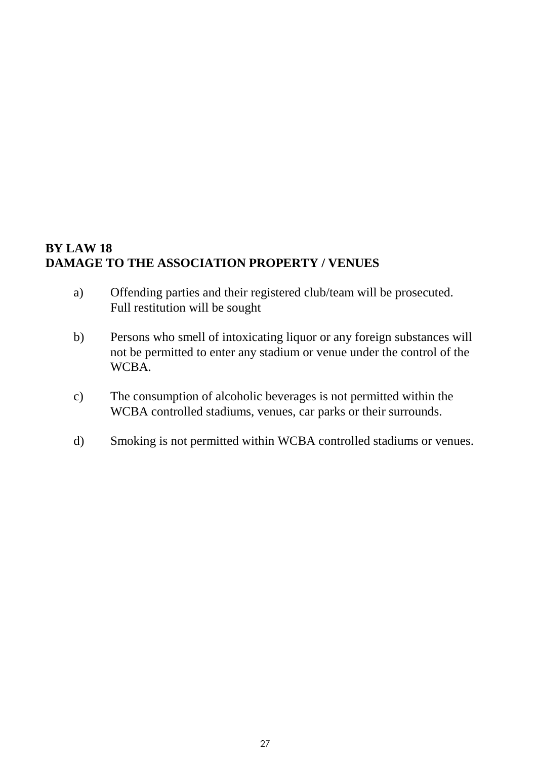**BY LAW 18**
**DAMAGE TO THE ASSOCIATION PROPERTY / VENUES**

a) Offending parties and their registered club/team will be prosecuted. Full restitution will be sought

b) Persons who smell of intoxicating liquor or any foreign substances will not be permitted to enter any stadium or venue under the control of the WCBA.

c) The consumption of alcoholic beverages is not permitted within the WCBA controlled stadiums, venues, car parks or their surrounds.

d) Smoking is not permitted within WCBA controlled stadiums or venues.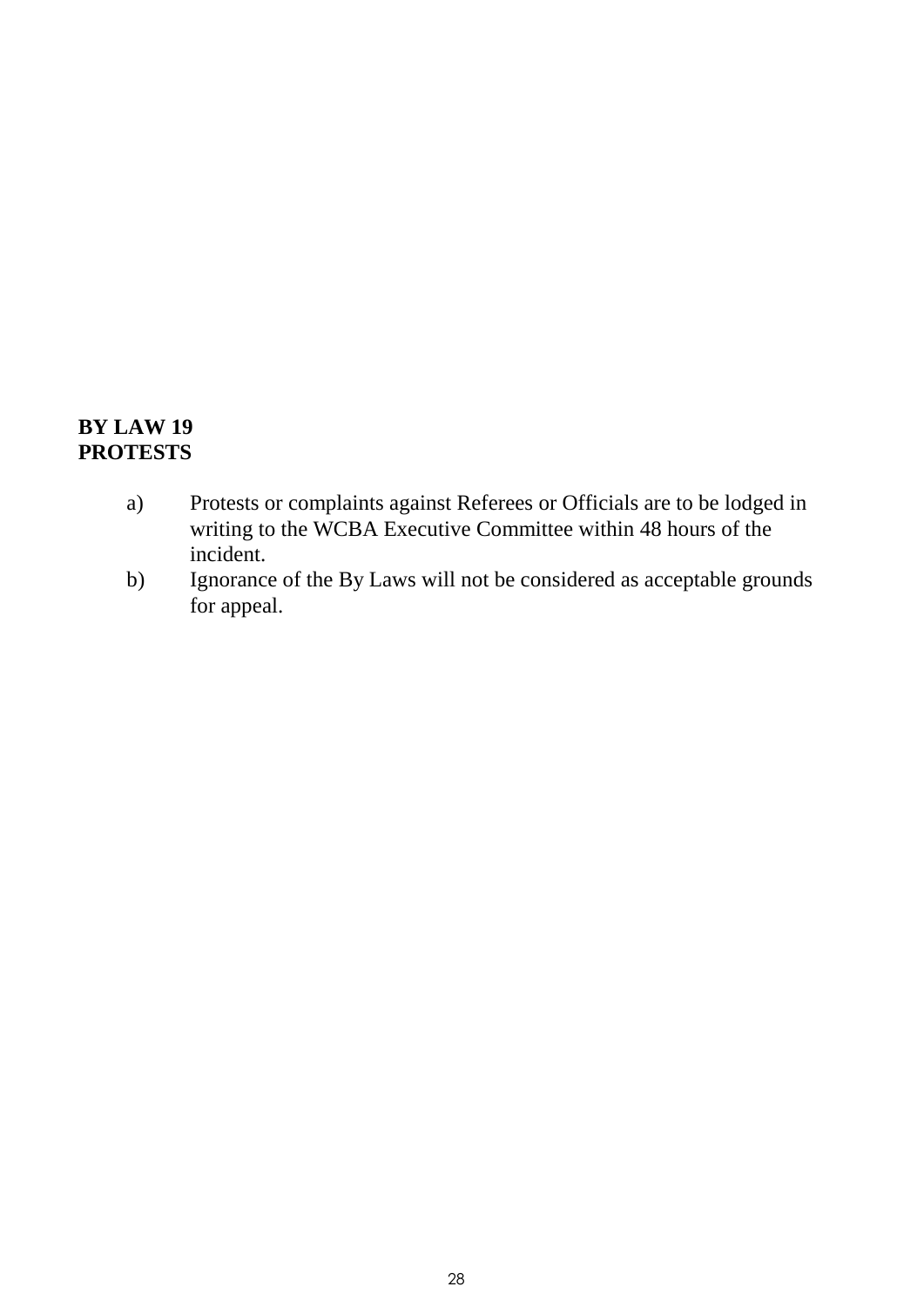**BY LAW 19**
**PROTESTS**

a) Protests or complaints against Referees or Officials are to be lodged in writing to the WCBA Executive Committee within 48 hours of the incident.

b) Ignorance of the By Laws will not be considered as acceptable grounds for appeal.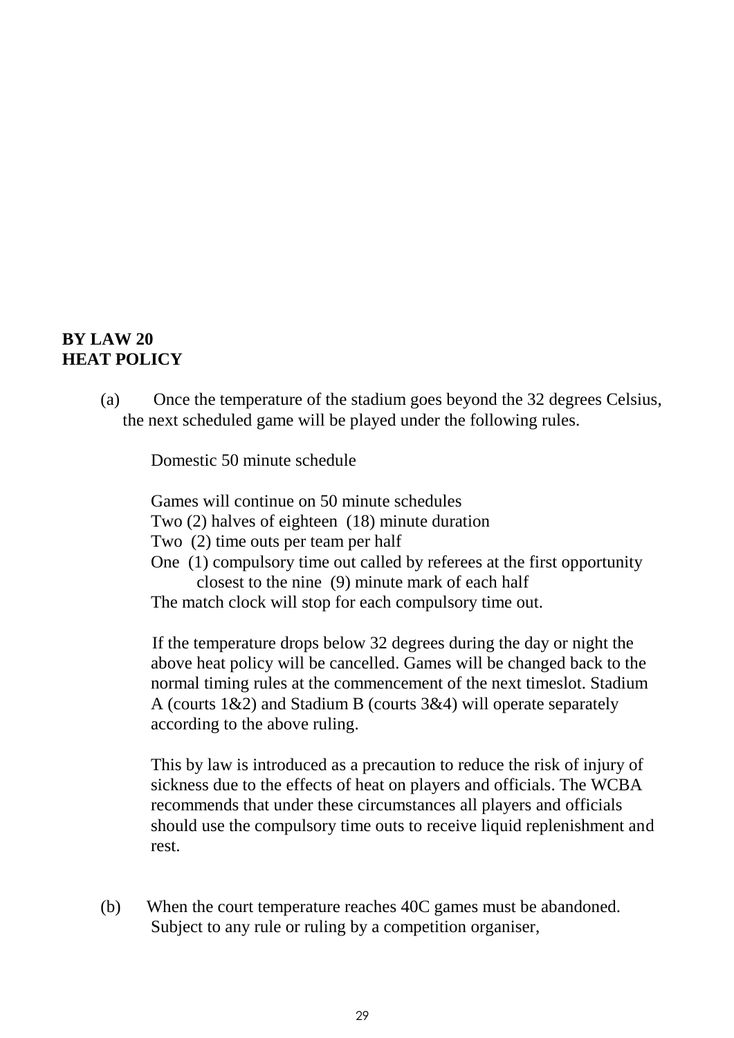**BY LAW 20**
**HEAT POLICY**

(a) Once the temperature of the stadium goes beyond the 32 degrees Celsius, the next scheduled game will be played under the following rules.

Domestic 50 minute schedule

Games will continue on 50 minute schedules
Two (2) halves of eighteen (18) minute duration
Two (2) time outs per team per half
One (1) compulsory time out called by referees at the first opportunity closest to the nine (9) minute mark of each half
The match clock will stop for each compulsory time out.

If the temperature drops below 32 degrees during the day or night the above heat policy will be cancelled. Games will be changed back to the normal timing rules at the commencement of the next timeslot. Stadium A (courts 1&2) and Stadium B (courts 3&4) will operate separately according to the above ruling.

This by law is introduced as a precaution to reduce the risk of injury of sickness due to the effects of heat on players and officials. The WCBA recommends that under these circumstances all players and officials should use the compulsory time outs to receive liquid replenishment and rest.

(b) When the court temperature reaches 40C games must be abandoned. Subject to any rule or ruling by a competition organiser,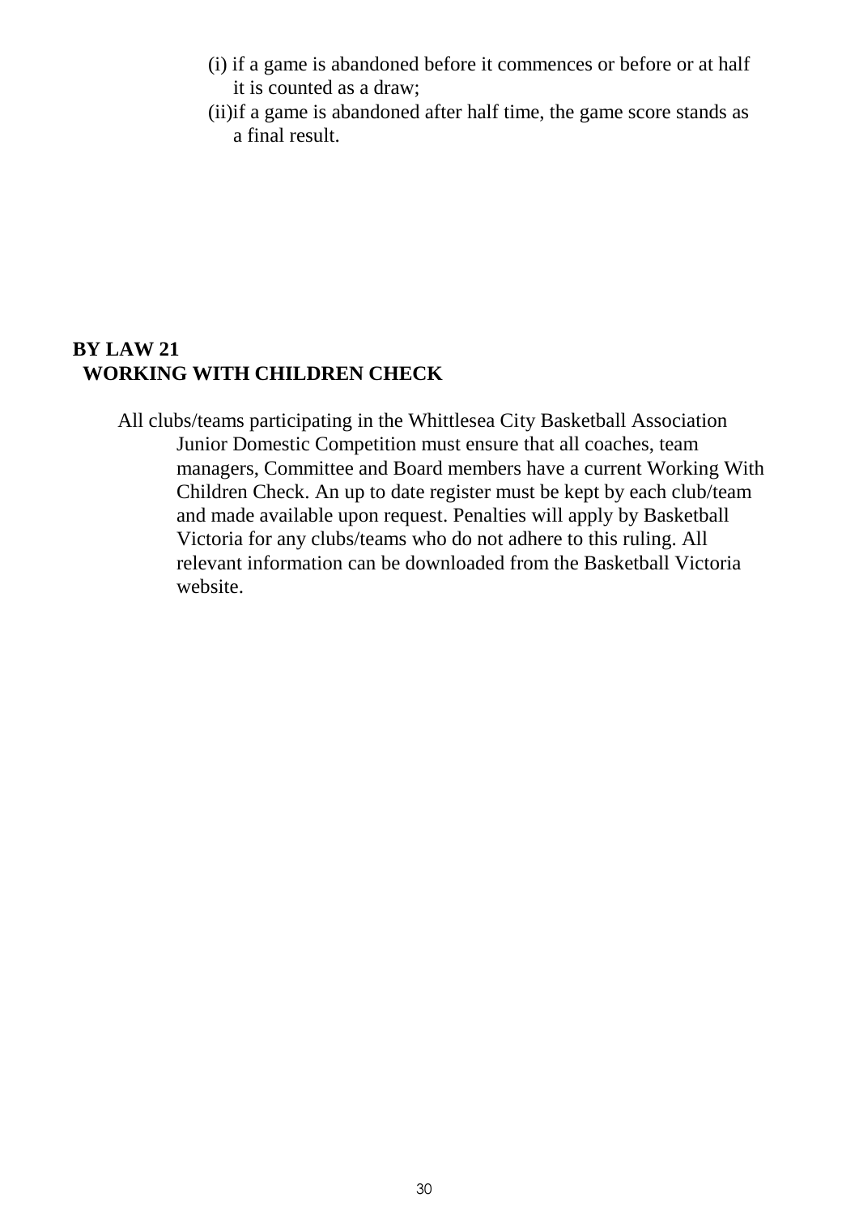(i) if a game is abandoned before it commences or before or at half it is counted as a draw;

(ii) if a game is abandoned after half time, the game score stands as a final result.

**BY LAW 21**

**WORKING WITH CHILDREN CHECK**

All clubs/teams participating in the Whittlesea City Basketball Association Junior Domestic Competition must ensure that all coaches, team managers, Committee and Board members have a current Working With Children Check. An up to date register must be kept by each club/team and made available upon request. Penalties will apply by Basketball Victoria for any clubs/teams who do not adhere to this ruling. All relevant information can be downloaded from the Basketball Victoria website.